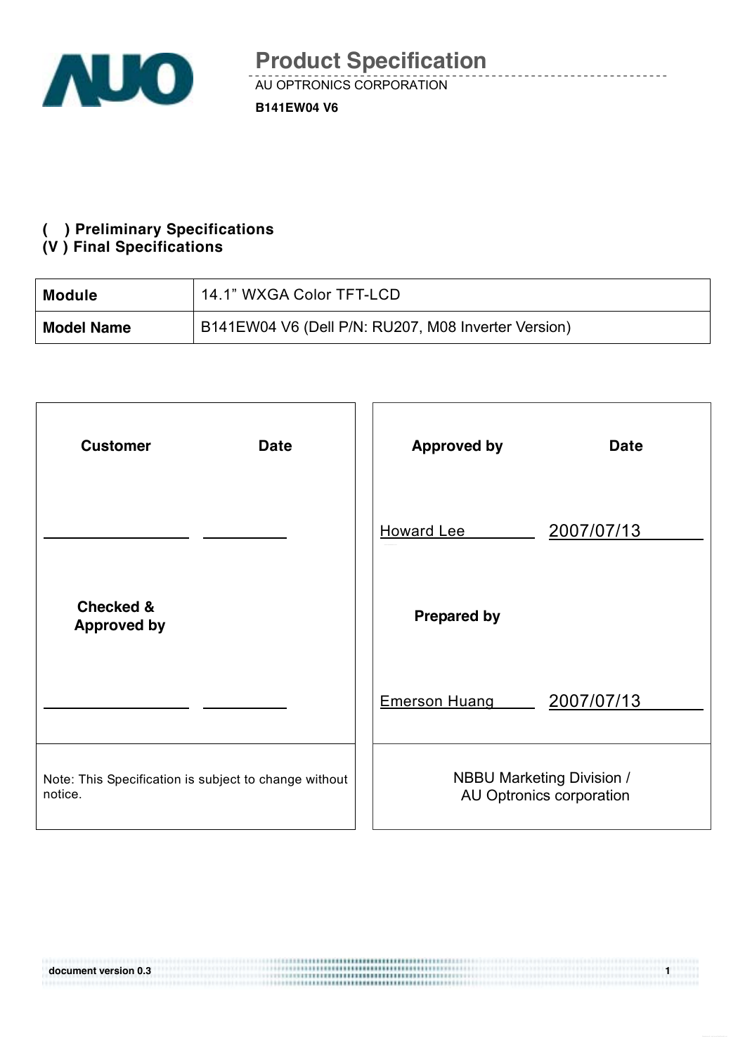# Product Specification

AU OPTRONICS CORPORATION

**B141EW04 V6**

**( ) Preliminary Specifications**
**(V ) Final Specifications**

| **Module** | 14.1" WXGA Color TFT-LCD |
|---|---|
| **Model Name** | B141EW04 V6 (Dell P/N: RU207, M08 Inverter Version) |

| **Customer** | **Date** | **Approved by** | **Date** |
|---|---|---|---|
| ________ | ________ | Howard Lee | 2007/07/13 |
| **Checked & Approved by** | | **Prepared by** | |
| ________ | ________ | Emerson Huang | 2007/07/13 |
| Note: This Specification is subject to change without notice. | | NBBU Marketing Division / AU Optronics corporation | |

document version 0.3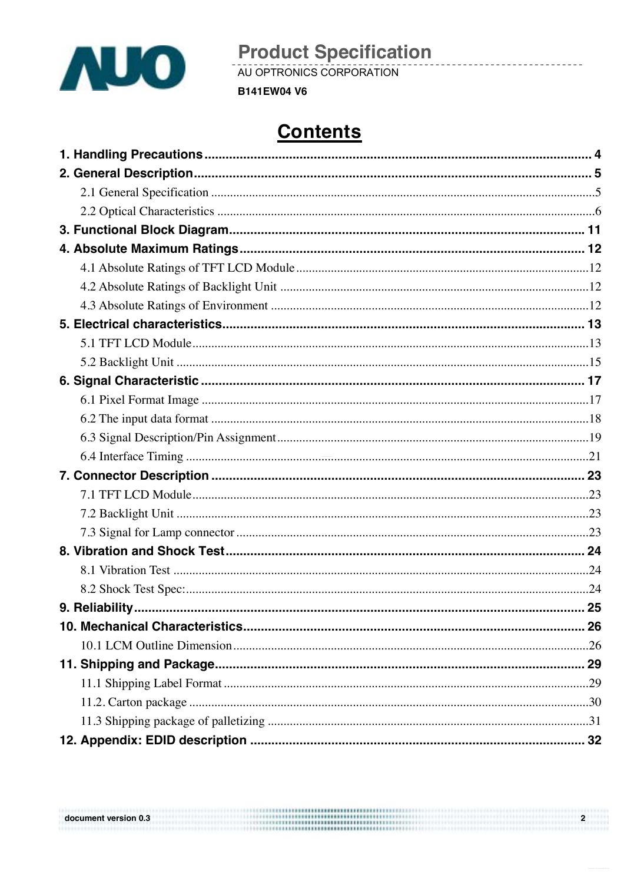# Contents

1. **Handling Precautions** .......... 4
2. **General Description** .......... 5
   - 2.1 General Specification .......... 5
   - 2.2 Optical Characteristics .......... 6
3. **Functional Block Diagram** .......... 11
4. **Absolute Maximum Ratings** .......... 12
   - 4.1 Absolute Ratings of TFT LCD Module .......... 12
   - 4.2 Absolute Ratings of Backlight Unit .......... 12
   - 4.3 Absolute Ratings of Environment .......... 12
5. **Electrical characteristics** .......... 13
   - 5.1 TFT LCD Module .......... 13
   - 5.2 Backlight Unit .......... 15
6. **Signal Characteristic** .......... 17
   - 6.1 Pixel Format Image .......... 17
   - 6.2 The input data format .......... 18
   - 6.3 Signal Description/Pin Assignment .......... 19
   - 6.4 Interface Timing .......... 21
7. **Connector Description** .......... 23
   - 7.1 TFT LCD Module .......... 23
   - 7.2 Backlight Unit .......... 23
   - 7.3 Signal for Lamp connector .......... 23
8. **Vibration and Shock Test** .......... 24
   - 8.1 Vibration Test .......... 24
   - 8.2 Shock Test Spec: .......... 24
9. **Reliability** .......... 25
10. **Mechanical Characteristics** .......... 26
    - 10.1 LCM Outline Dimension .......... 26
11. **Shipping and Package** .......... 29
    - 11.1 Shipping Label Format .......... 29
    - 11.2. Carton package .......... 30
    - 11.3 Shipping package of palletizing .......... 31
12. **Appendix: EDID description** .......... 32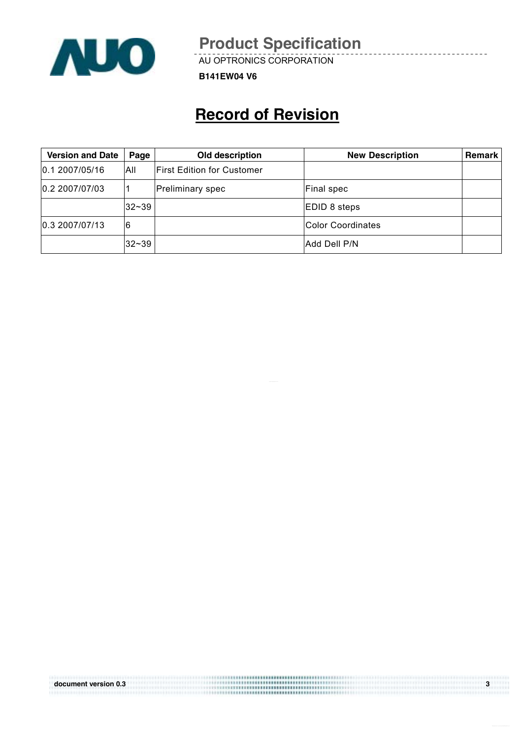# Record of Revision

| Version and Date | Page | Old description | New Description | Remark |
|---|---|---|---|---|
| 0.1 2007/05/16 | All | First Edition for Customer | | |
| 0.2 2007/07/03 | 1 | Preliminary spec | Final spec | |
| | 32~39 | | EDID 8 steps | |
| 0.3 2007/07/13 | 6 | | Color Coordinates | |
| | 32~39 | | Add Dell P/N | |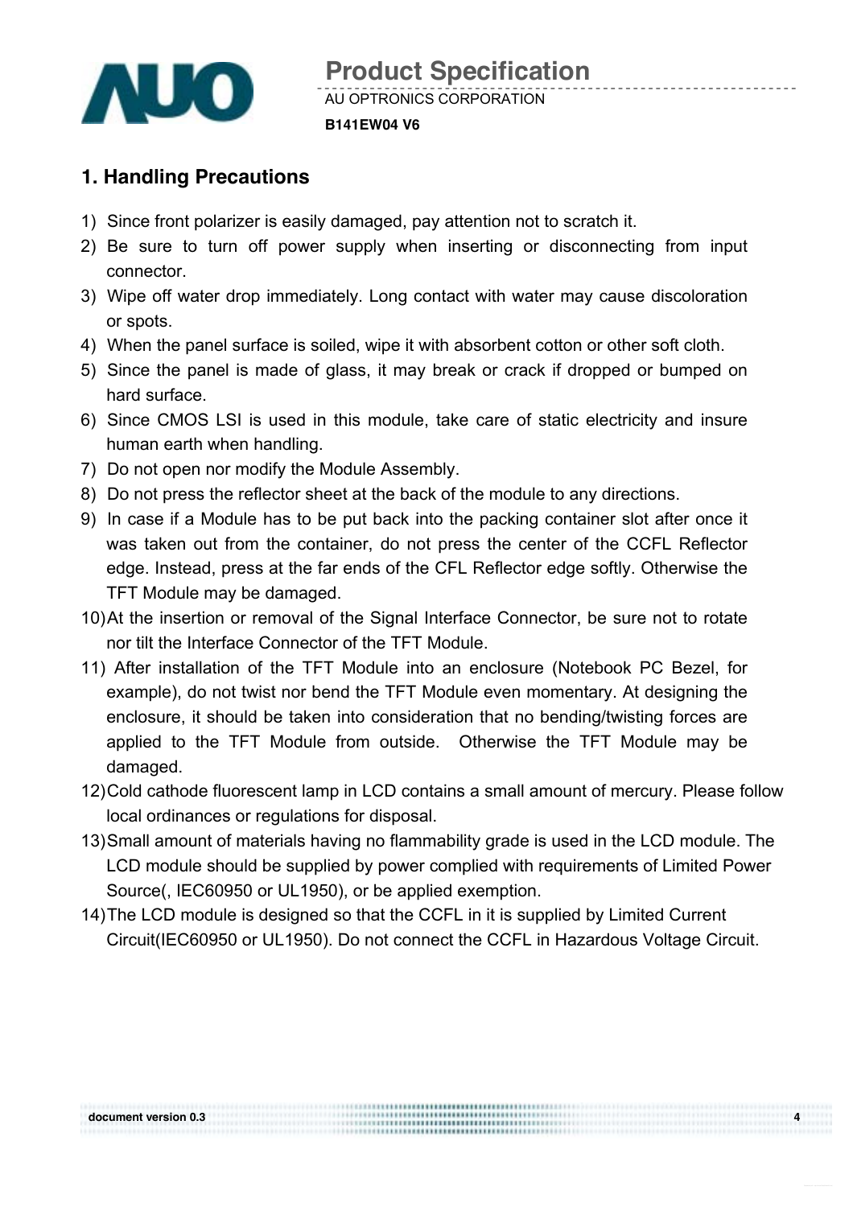# 1. Handling Precautions

1) Since front polarizer is easily damaged, pay attention not to scratch it.
2) Be sure to turn off power supply when inserting or disconnecting from input connector.
3) Wipe off water drop immediately. Long contact with water may cause discoloration or spots.
4) When the panel surface is soiled, wipe it with absorbent cotton or other soft cloth.
5) Since the panel is made of glass, it may break or crack if dropped or bumped on hard surface.
6) Since CMOS LSI is used in this module, take care of static electricity and insure human earth when handling.
7) Do not open nor modify the Module Assembly.
8) Do not press the reflector sheet at the back of the module to any directions.
9) In case if a Module has to be put back into the packing container slot after once it was taken out from the container, do not press the center of the CCFL Reflector edge. Instead, press at the far ends of the CFL Reflector edge softly. Otherwise the TFT Module may be damaged.
10) At the insertion or removal of the Signal Interface Connector, be sure not to rotate nor tilt the Interface Connector of the TFT Module.
11) After installation of the TFT Module into an enclosure (Notebook PC Bezel, for example), do not twist nor bend the TFT Module even momentary. At designing the enclosure, it should be taken into consideration that no bending/twisting forces are applied to the TFT Module from outside. Otherwise the TFT Module may be damaged.
12) Cold cathode fluorescent lamp in LCD contains a small amount of mercury. Please follow local ordinances or regulations for disposal.
13) Small amount of materials having no flammability grade is used in the LCD module. The LCD module should be supplied by power complied with requirements of Limited Power Source(, IEC60950 or UL1950), or be applied exemption.
14) The LCD module is designed so that the CCFL in it is supplied by Limited Current Circuit(IEC60950 or UL1950). Do not connect the CCFL in Hazardous Voltage Circuit.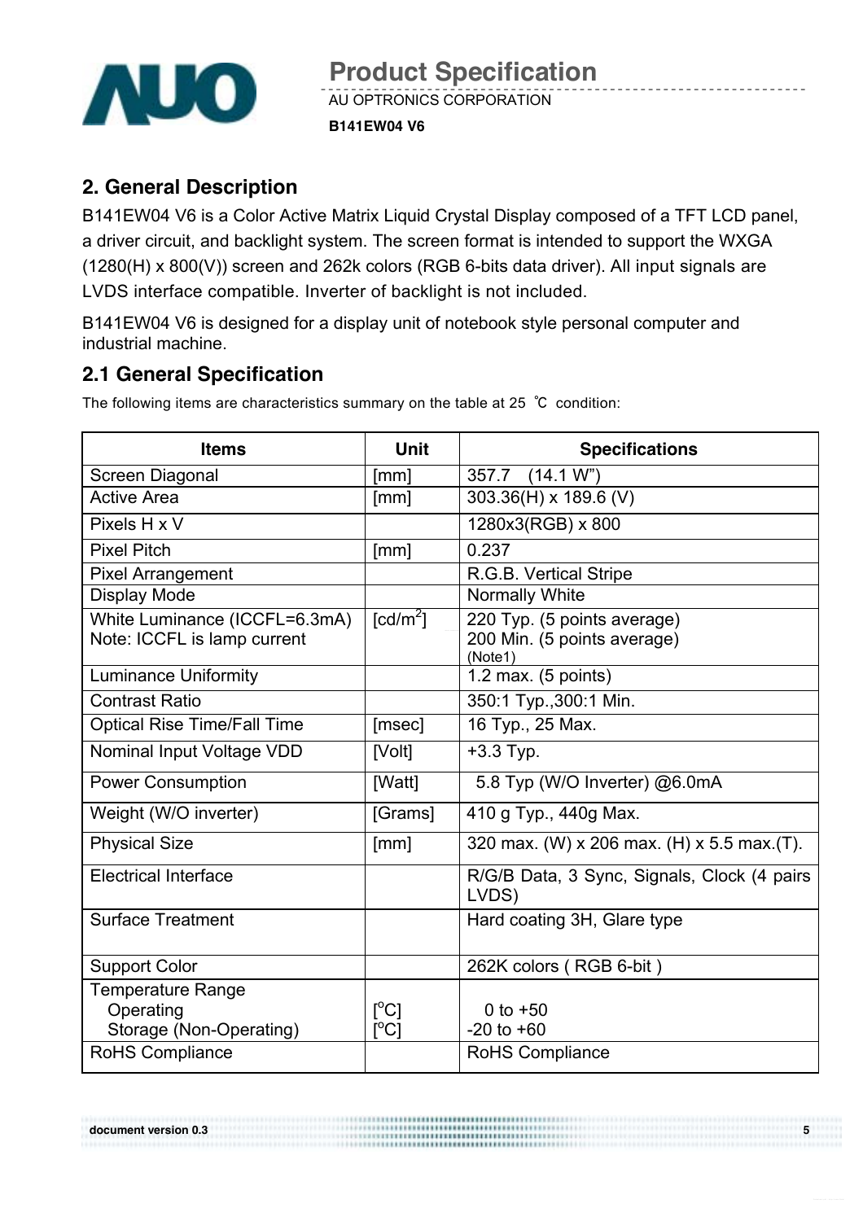## 2. General Description

B141EW04 V6 is a Color Active Matrix Liquid Crystal Display composed of a TFT LCD panel, a driver circuit, and backlight system. The screen format is intended to support the WXGA (1280(H) x 800(V)) screen and 262k colors (RGB 6-bits data driver). All input signals are LVDS interface compatible. Inverter of backlight is not included.

B141EW04 V6 is designed for a display unit of notebook style personal computer and industrial machine.

### 2.1 General Specification

The following items are characteristics summary on the table at 25 ℃ condition:

| Items | Unit | Specifications |
|---|---|---|
| Screen Diagonal | [mm] | 357.7 (14.1 W") |
| Active Area | [mm] | 303.36(H) x 189.6 (V) |
| Pixels H x V | | 1280x3(RGB) x 800 |
| Pixel Pitch | [mm] | 0.237 |
| Pixel Arrangement | | R.G.B. Vertical Stripe |
| Display Mode | | Normally White |
| White Luminance (ICCFL=6.3mA)<br>Note: ICCFL is lamp current | [cd/m$^2$] | 220 Typ. (5 points average)<br>200 Min. (5 points average)<br>(Note1) |
| Luminance Uniformity | | 1.2 max. (5 points) |
| Contrast Ratio | | 350:1 Typ.,300:1 Min. |
| Optical Rise Time/Fall Time | [msec] | 16 Typ., 25 Max. |
| Nominal Input Voltage VDD | [Volt] | +3.3 Typ. |
| Power Consumption | [Watt] | 5.8 Typ (W/O Inverter) @6.0mA |
| Weight (W/O inverter) | [Grams] | 410 g Typ., 440g Max. |
| Physical Size | [mm] | 320 max. (W) x 206 max. (H) x 5.5 max.(T). |
| Electrical Interface | | R/G/B Data, 3 Sync, Signals, Clock (4 pairs LVDS) |
| Surface Treatment | | Hard coating 3H, Glare type |
| Support Color | | 262K colors ( RGB 6-bit ) |
| Temperature Range<br>Operating<br>Storage (Non-Operating) | <br>[$^o$C]<br>[$^o$C] | <br>0 to +50<br>-20 to +60 |
| RoHS Compliance | | RoHS Compliance |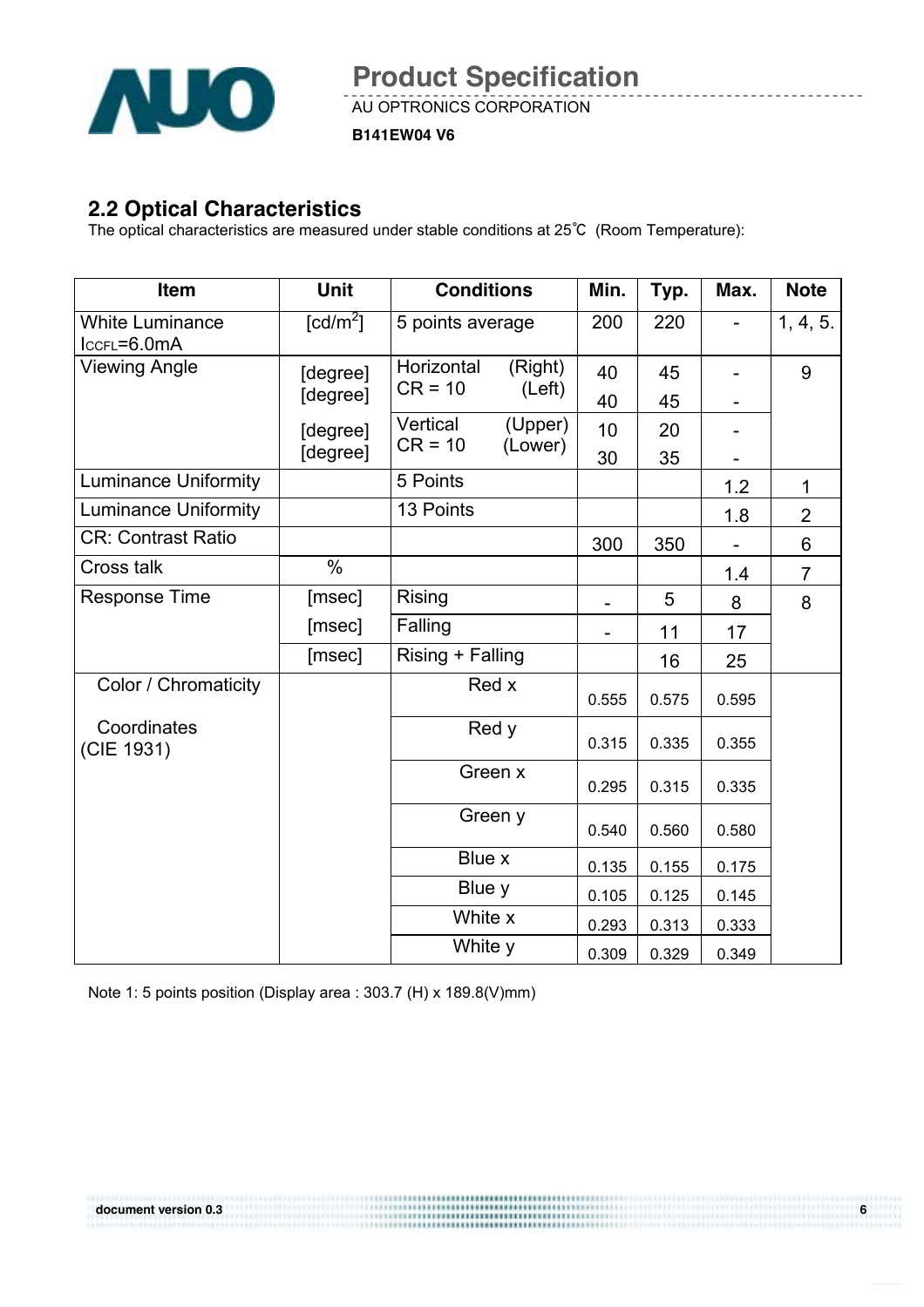## 2.2 Optical Characteristics

The optical characteristics are measured under stable conditions at 25℃ (Room Temperature):

| Item | Unit | Conditions | Min. | Typ. | Max. | Note |
|---|---|---|---|---|---|---|
| White Luminance $I_{CCFL}$=6.0mA | [cd/m$^2$] | 5 points average | 200 | 220 | - | 1, 4, 5. |
| Viewing Angle | [degree] | Horizontal CR = 10 (Right) | 40 | 45 | - | 9 |
| | [degree] | (Left) | 40 | 45 | - | |
| | [degree] | Vertical CR = 10 (Upper) | 10 | 20 | - | |
| | [degree] | (Lower) | 30 | 35 | - | |
| Luminance Uniformity | | 5 Points | | | 1.2 | 1 |
| Luminance Uniformity | | 13 Points | | | 1.8 | 2 |
| CR: Contrast Ratio | | | 300 | 350 | - | 6 |
| Cross talk | % | | | | 1.4 | 7 |
| Response Time | [msec] | Rising | - | 5 | 8 | 8 |
| | [msec] | Falling | - | 11 | 17 | |
| | [msec] | Rising + Falling | | 16 | 25 | |
| Color / Chromaticity Coordinates (CIE 1931) | | Red x | 0.555 | 0.575 | 0.595 | |
| | | Red y | 0.315 | 0.335 | 0.355 | |
| | | Green x | 0.295 | 0.315 | 0.335 | |
| | | Green y | 0.540 | 0.560 | 0.580 | |
| | | Blue x | 0.135 | 0.155 | 0.175 | |
| | | Blue y | 0.105 | 0.125 | 0.145 | |
| | | White x | 0.293 | 0.313 | 0.333 | |
| | | White y | 0.309 | 0.329 | 0.349 | |

Note 1: 5 points position (Display area : 303.7 (H) x 189.8(V)mm)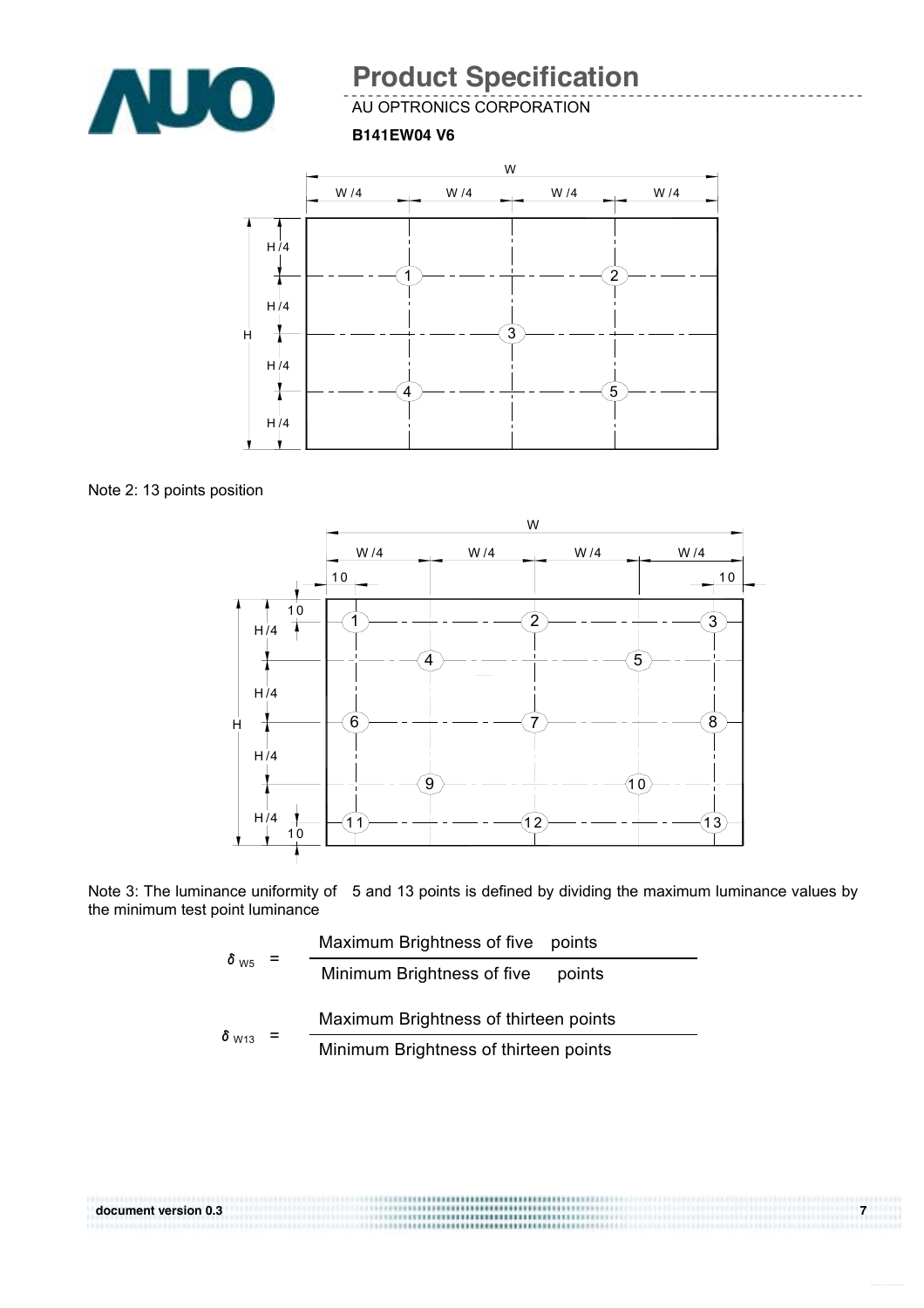Note 2: 13 points position

Note 3: The luminance uniformity of 5 and 13 points is defined by dividing the maximum luminance values by the minimum test point luminance

$$\delta_{W5} = \frac{\text{Maximum Brightness of five points}}{\text{Minimum Brightness of five points}}$$

$$\delta_{W13} = \frac{\text{Maximum Brightness of thirteen points}}{\text{Minimum Brightness of thirteen points}}$$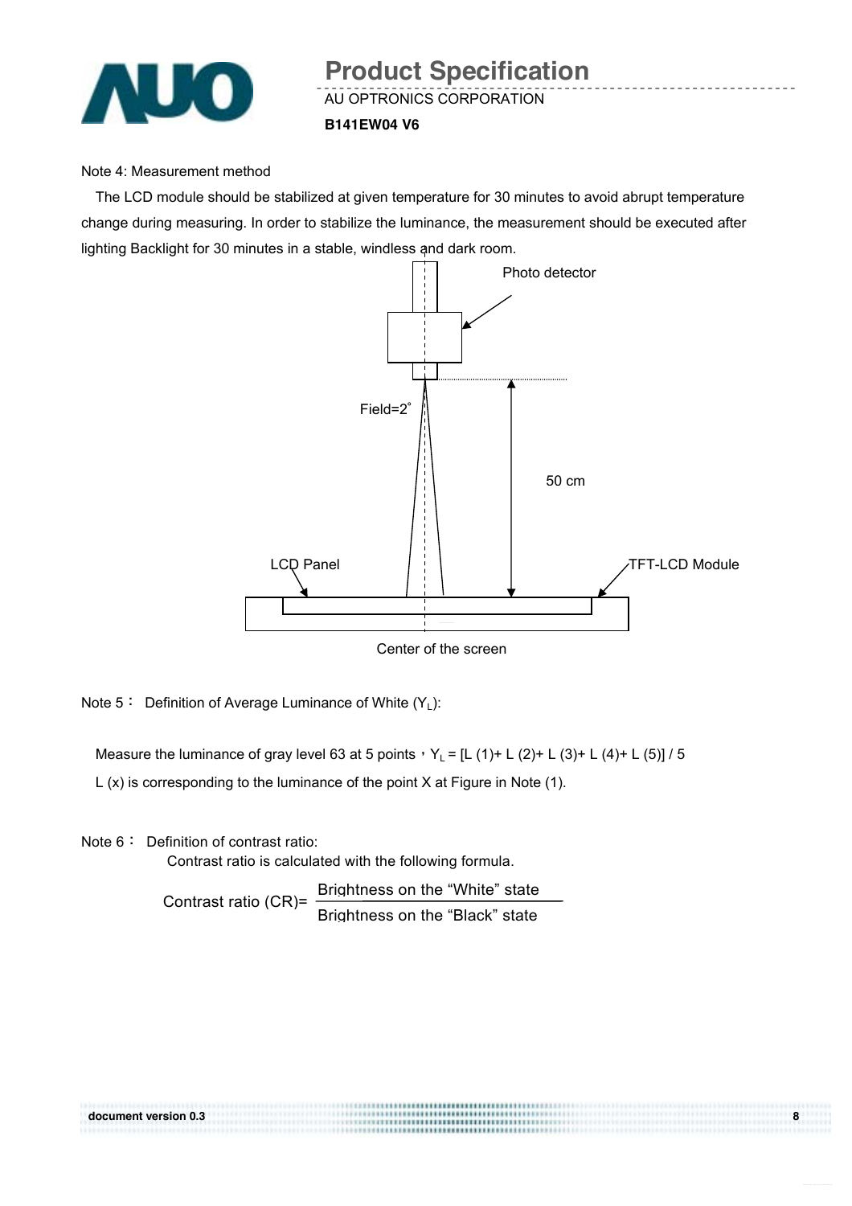Note 4: Measurement method

The LCD module should be stabilized at given temperature for 30 minutes to avoid abrupt temperature change during measuring. In order to stabilize the luminance, the measurement should be executed after lighting Backlight for 30 minutes in a stable, windless and dark room.

Photo detector

Field=2°

50 cm

LCD Panel

TFT-LCD Module

Center of the screen

Note 5： Definition of Average Luminance of White ($Y_L$):

Measure the luminance of gray level 63 at 5 points，$Y_L$ = [L (1)+ L (2)+ L (3)+ L (4)+ L (5)] / 5

L (x) is corresponding to the luminance of the point X at Figure in Note (1).

Note 6： Definition of contrast ratio:

Contrast ratio is calculated with the following formula.

$$\text{Contrast ratio (CR)} = \frac{\text{Brightness on the "White" state}}{\text{Brightness on the "Black" state}}$$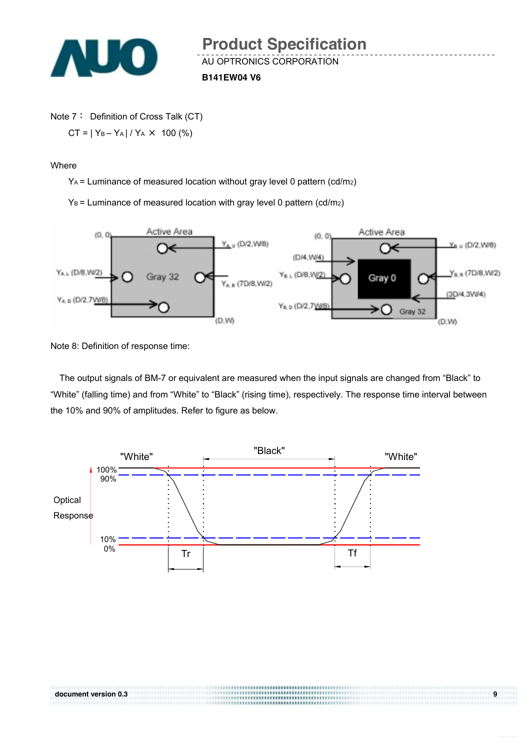Note 7： Definition of Cross Talk (CT)

$CT = | Y_B - Y_A | / Y_A \times 100$ (%)

Where

$Y_A$ = Luminance of measured location without gray level 0 pattern (cd/m2)

$Y_B$ = Luminance of measured location with gray level 0 pattern (cd/m2)

Note 8: Definition of response time:

The output signals of BM-7 or equivalent are measured when the input signals are changed from "Black" to "White" (falling time) and from "White" to "Black" (rising time), respectively. The response time interval between the 10% and 90% of amplitudes. Refer to figure as below.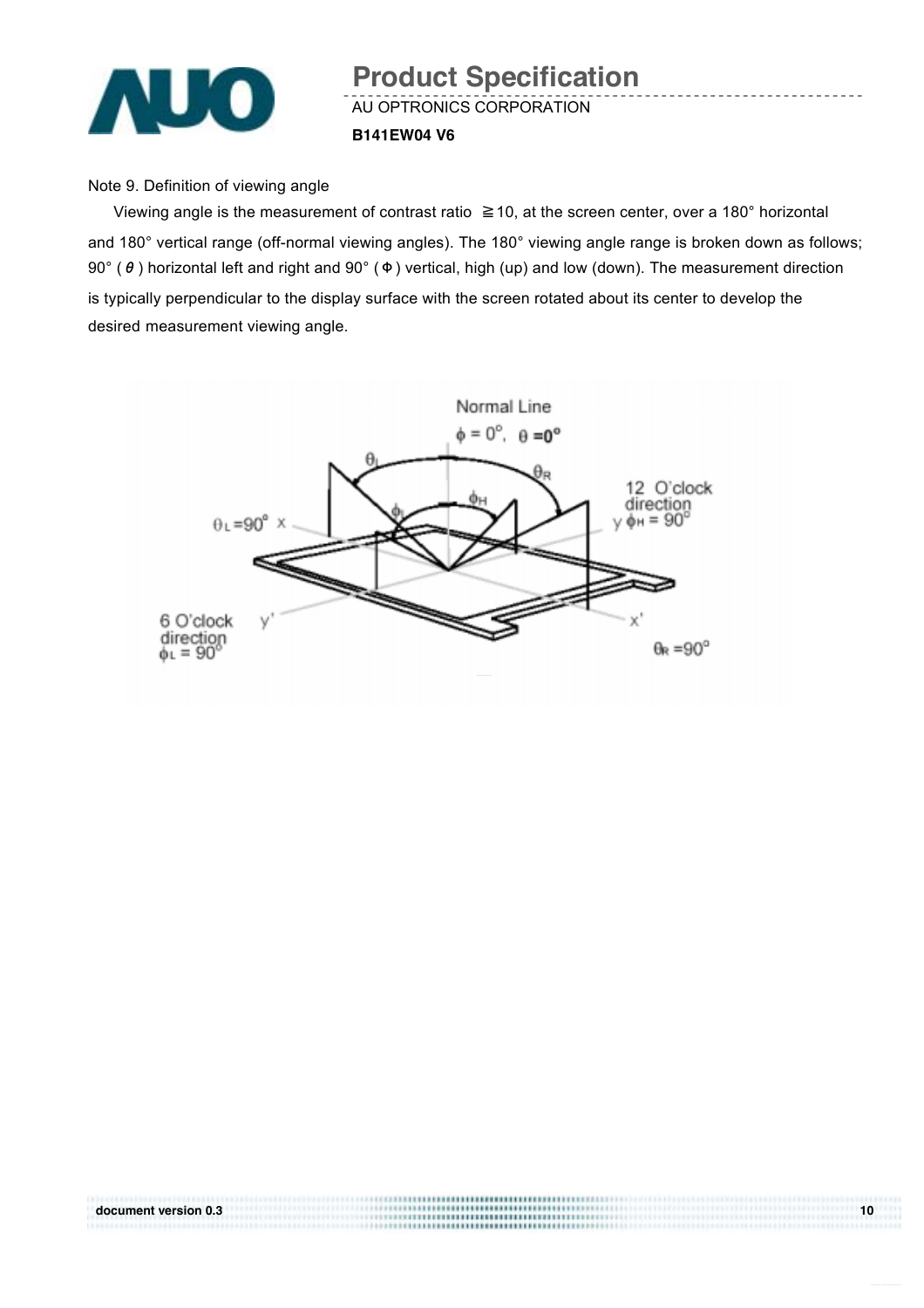Note 9. Definition of viewing angle

Viewing angle is the measurement of contrast ratio ≧10, at the screen center, over a 180° horizontal and 180° vertical range (off-normal viewing angles). The 180° viewing angle range is broken down as follows; 90° ( $\theta$ ) horizontal left and right and 90° ( $\Phi$ ) vertical, high (up) and low (down). The measurement direction is typically perpendicular to the display surface with the screen rotated about its center to develop the desired measurement viewing angle.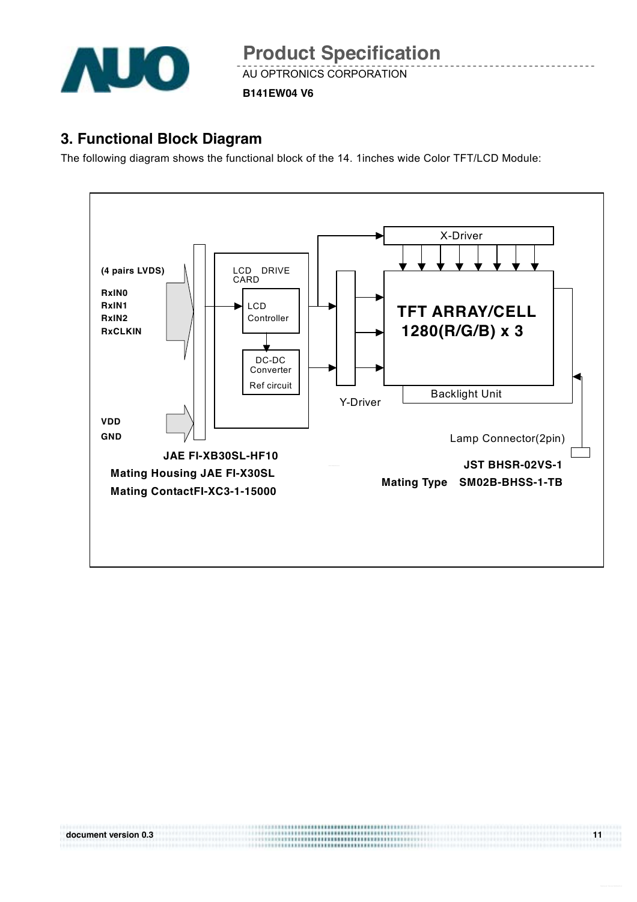## 3. Functional Block Diagram

The following diagram shows the functional block of the 14. 1inches wide Color TFT/LCD Module:

(4 pairs LVDS)

RxIN0
RxIN1
RxIN2
RxCLKIN

VDD
GND

LCD DRIVE CARD

LCD Controller

DC-DC Converter
Ref circuit

X-Driver

TFT ARRAY/CELL
1280(R/G/B) x 3

Y-Driver

Backlight Unit

Lamp Connector(2pin)

**JAE FI-XB30SL-HF10**
**Mating Housing JAE FI-X30SL**
**Mating ContactFI-XC3-1-15000**

**JST BHSR-02VS-1**
**Mating Type SM02B-BHSS-1-TB**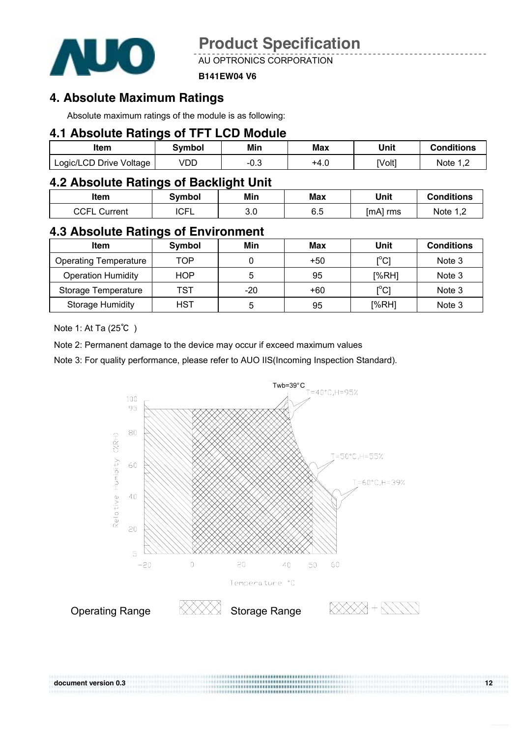## 4. Absolute Maximum Ratings

Absolute maximum ratings of the module is as following:

### 4.1 Absolute Ratings of TFT LCD Module

| Item | Symbol | Min | Max | Unit | Conditions |
|---|---|---|---|---|---|
| Logic/LCD Drive Voltage | VDD | -0.3 | +4.0 | [Volt] | Note 1,2 |

### 4.2 Absolute Ratings of Backlight Unit

| Item | Symbol | Min | Max | Unit | Conditions |
|---|---|---|---|---|---|
| CCFL Current | ICFL | 3.0 | 6.5 | [mA] rms | Note 1,2 |

### 4.3 Absolute Ratings of Environment

| Item | Symbol | Min | Max | Unit | Conditions |
|---|---|---|---|---|---|
| Operating Temperature | TOP | 0 | +50 | [°C] | Note 3 |
| Operation Humidity | HOP | 5 | 95 | [%RH] | Note 3 |
| Storage Temperature | TST | -20 | +60 | [°C] | Note 3 |
| Storage Humidity | HST | 5 | 95 | [%RH] | Note 3 |

Note 1: At Ta (25℃ )

Note 2: Permanent damage to the device may occur if exceed maximum values

Note 3: For quality performance, please refer to AUO IIS(Incoming Inspection Standard).

Operating Range    Storage Range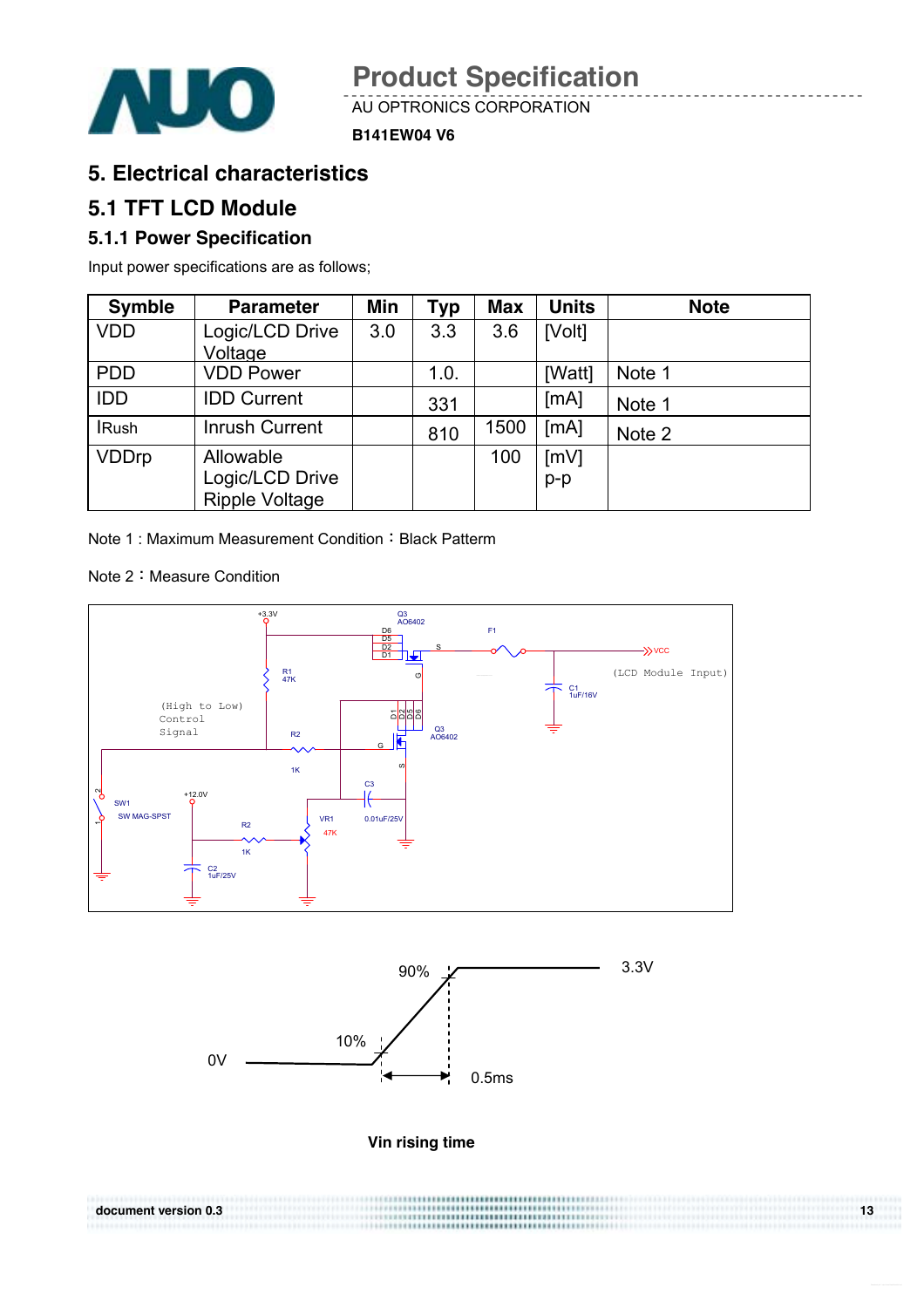# 5. Electrical characteristics

## 5.1 TFT LCD Module

### 5.1.1 Power Specification

Input power specifications are as follows;

| Symble | Parameter | Min | Typ | Max | Units | Note |
|---|---|---|---|---|---|---|
| VDD | Logic/LCD Drive Voltage | 3.0 | 3.3 | 3.6 | [Volt] | |
| PDD | VDD Power | | 1.0. | | [Watt] | Note 1 |
| IDD | IDD Current | | 331 | | [mA] | Note 1 |
| IRush | Inrush Current | | 810 | 1500 | [mA] | Note 2 |
| VDDrp | Allowable Logic/LCD Drive Ripple Voltage | | | 100 | [mV] p-p | |

Note 1 : Maximum Measurement Condition：Black Pattern

Note 2：Measure Condition

Vin rising time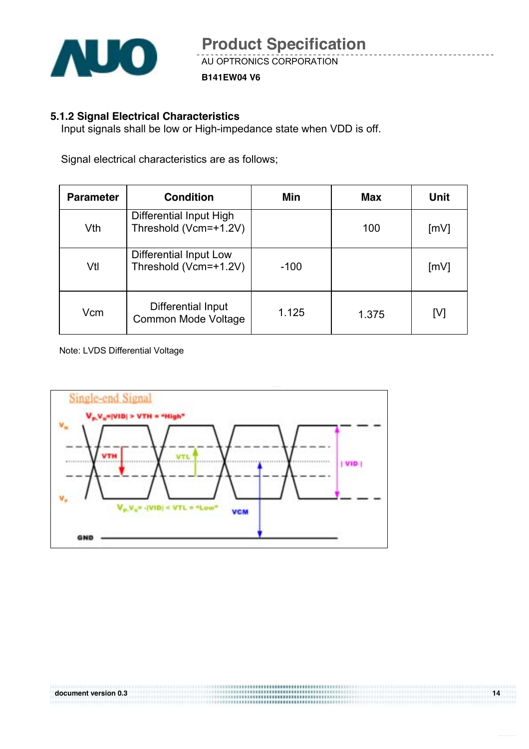### 5.1.2 Signal Electrical Characteristics

Input signals shall be low or High-impedance state when VDD is off.

Signal electrical characteristics are as follows;

| Parameter | Condition | Min | Max | Unit |
|---|---|---|---|---|
| Vth | Differential Input High Threshold (Vcm=+1.2V) | | 100 | [mV] |
| Vtl | Differential Input Low Threshold (Vcm=+1.2V) | -100 | | [mV] |
| Vcm | Differential Input Common Mode Voltage | 1.125 | 1.375 | [V] |

Note: LVDS Differential Voltage

Single-end Signal

$V_P$-$V_N$=|VID| > VTH = "High"

$V_N$

VTH

VTL

| VID |

$V_P$

$V_P$-$V_N$= -|VID| < VTL = "Low"

VCM

GND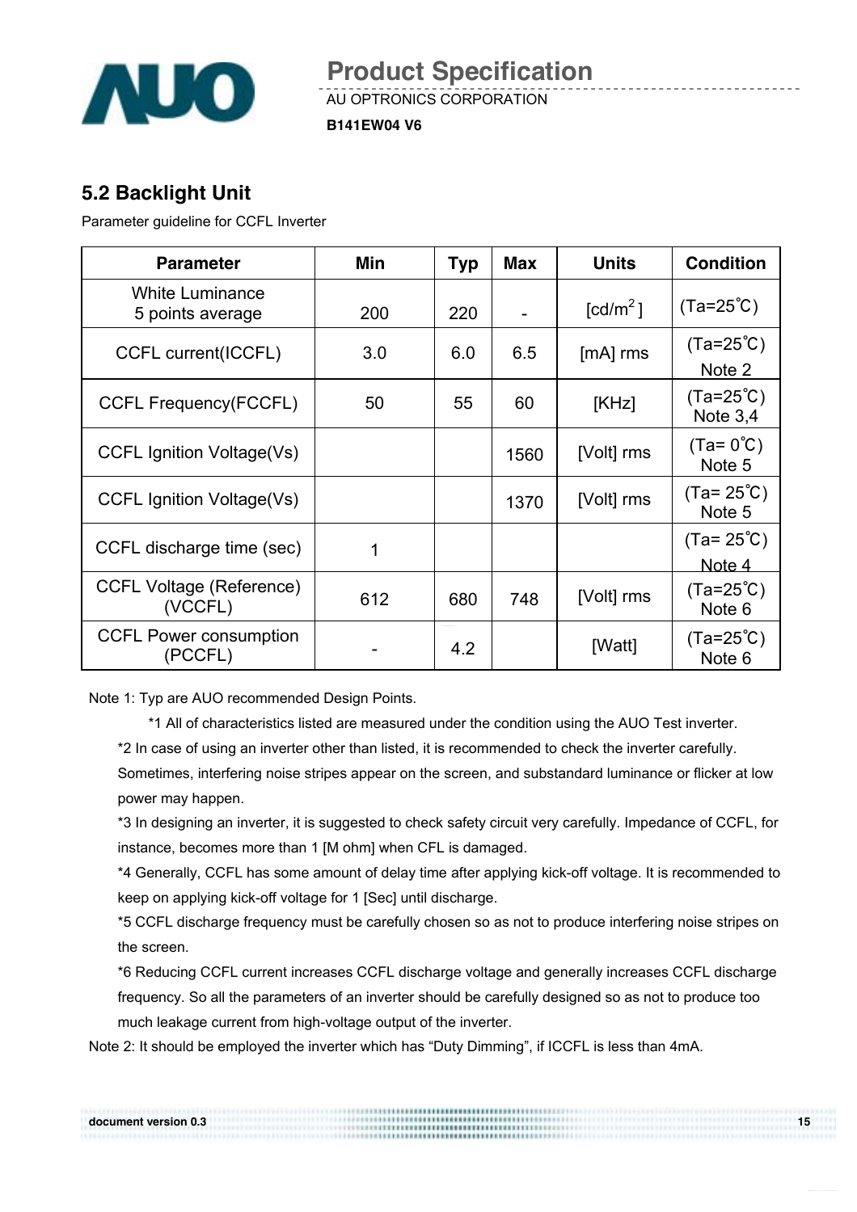## 5.2 Backlight Unit

Parameter guideline for CCFL Inverter

| Parameter | Min | Typ | Max | Units | Condition |
|---|---|---|---|---|---|
| White Luminance 5 points average | 200 | 220 | - | [cd/m$^2$] | (Ta=25℃) |
| CCFL current(ICCFL) | 3.0 | 6.0 | 6.5 | [mA] rms | (Ta=25℃) Note 2 |
| CCFL Frequency(FCCFL) | 50 | 55 | 60 | [KHz] | (Ta=25℃) Note 3,4 |
| CCFL Ignition Voltage(Vs) | | | 1560 | [Volt] rms | (Ta= 0℃) Note 5 |
| CCFL Ignition Voltage(Vs) | | | 1370 | [Volt] rms | (Ta= 25℃) Note 5 |
| CCFL discharge time (sec) | 1 | | | | (Ta= 25℃) Note 4 |
| CCFL Voltage (Reference) (VCCFL) | 612 | 680 | 748 | [Volt] rms | (Ta=25℃) Note 6 |
| CCFL Power consumption (PCCFL) | - | 4.2 | | [Watt] | (Ta=25℃) Note 6 |

Note 1: Typ are AUO recommended Design Points.

*1 All of characteristics listed are measured under the condition using the AUO Test inverter.

*2 In case of using an inverter other than listed, it is recommended to check the inverter carefully. Sometimes, interfering noise stripes appear on the screen, and substandard luminance or flicker at low power may happen.

*3 In designing an inverter, it is suggested to check safety circuit very carefully. Impedance of CCFL, for instance, becomes more than 1 [M ohm] when CFL is damaged.

*4 Generally, CCFL has some amount of delay time after applying kick-off voltage. It is recommended to keep on applying kick-off voltage for 1 [Sec] until discharge.

*5 CCFL discharge frequency must be carefully chosen so as not to produce interfering noise stripes on the screen.

*6 Reducing CCFL current increases CCFL discharge voltage and generally increases CCFL discharge frequency. So all the parameters of an inverter should be carefully designed so as not to produce too much leakage current from high-voltage output of the inverter.

Note 2: It should be employed the inverter which has "Duty Dimming", if ICCFL is less than 4mA.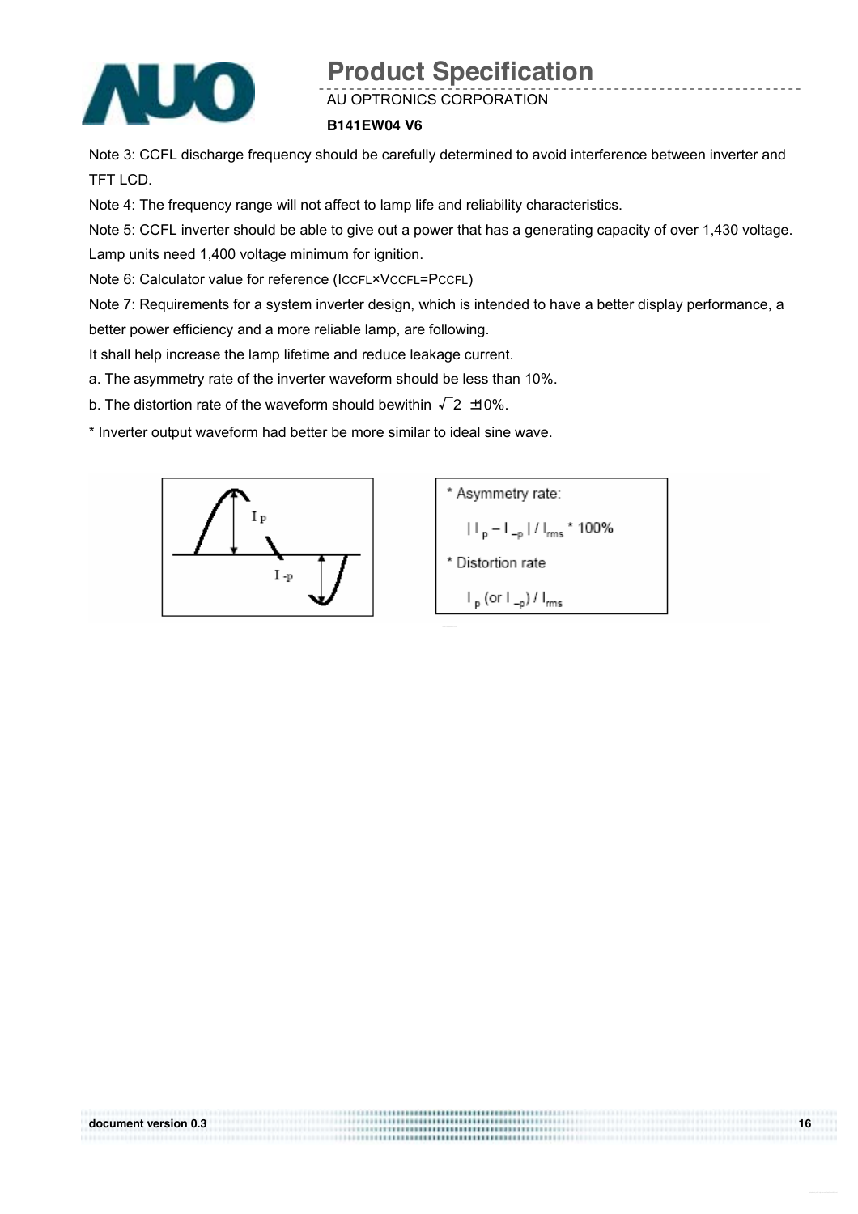Note 3: CCFL discharge frequency should be carefully determined to avoid interference between inverter and TFT LCD.

Note 4: The frequency range will not affect to lamp life and reliability characteristics.

Note 5: CCFL inverter should be able to give out a power that has a generating capacity of over 1,430 voltage. Lamp units need 1,400 voltage minimum for ignition.

Note 6: Calculator value for reference ($I_{CCFL} \times V_{CCFL} = P_{CCFL}$)

Note 7: Requirements for a system inverter design, which is intended to have a better display performance, a better power efficiency and a more reliable lamp, are following.

It shall help increase the lamp lifetime and reduce leakage current.

a. The asymmetry rate of the inverter waveform should be less than 10%.

b. The distortion rate of the waveform should bewithin $\sqrt{2} \pm 10\%$.

* Inverter output waveform had better be more similar to ideal sine wave.

Ip

I -p

* Asymmetry rate:

$| I_p - I_{-p} | / I_{rms} * 100\%$

* Distortion rate

$I_p$ (or $I_{-p}$) / $I_{rms}$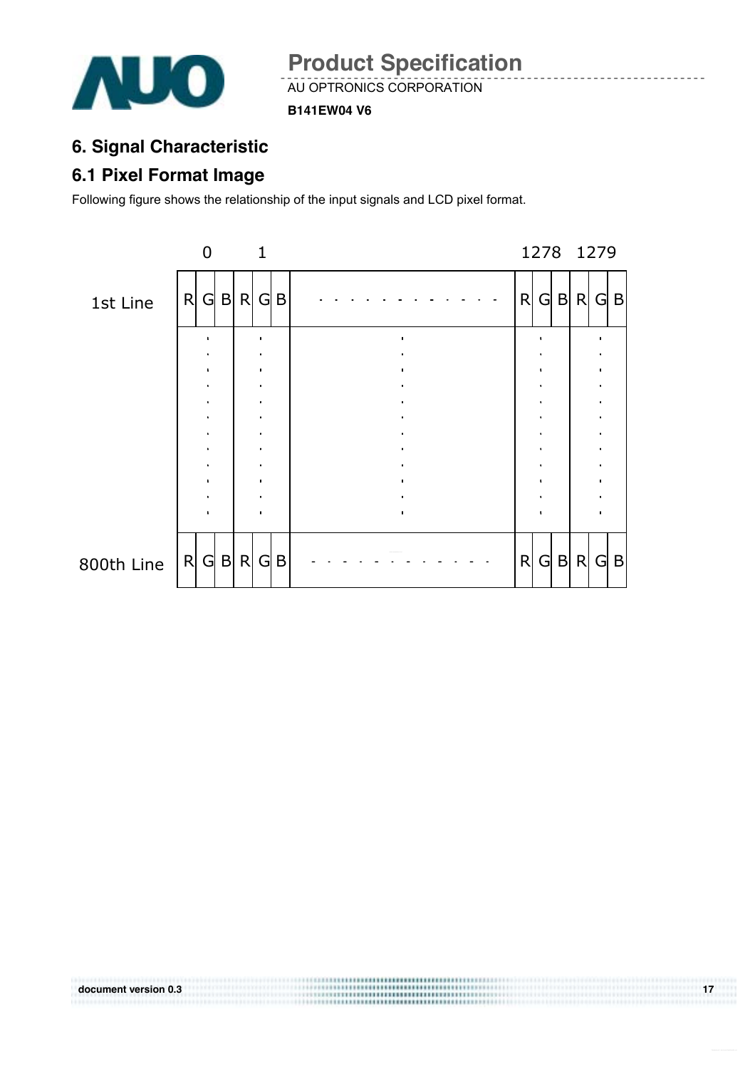# 6. Signal Characteristic

## 6.1 Pixel Format Image

Following figure shows the relationship of the input signals and LCD pixel format.

| | 0 | | | 1 | | | | 1278 | | | 1279 | | |
|---|---|---|---|---|---|---|---|---|---|---|---|---|---|
| 1st Line | R | G | B | R | G | B | . . . . . . . . . . . . | R | G | B | R | G | B |
| | . | | | . | | | . | | . | | | . | |
| 800th Line | R | G | B | R | G | B | . . . . . . . . . . . . | R | G | B | R | G | B |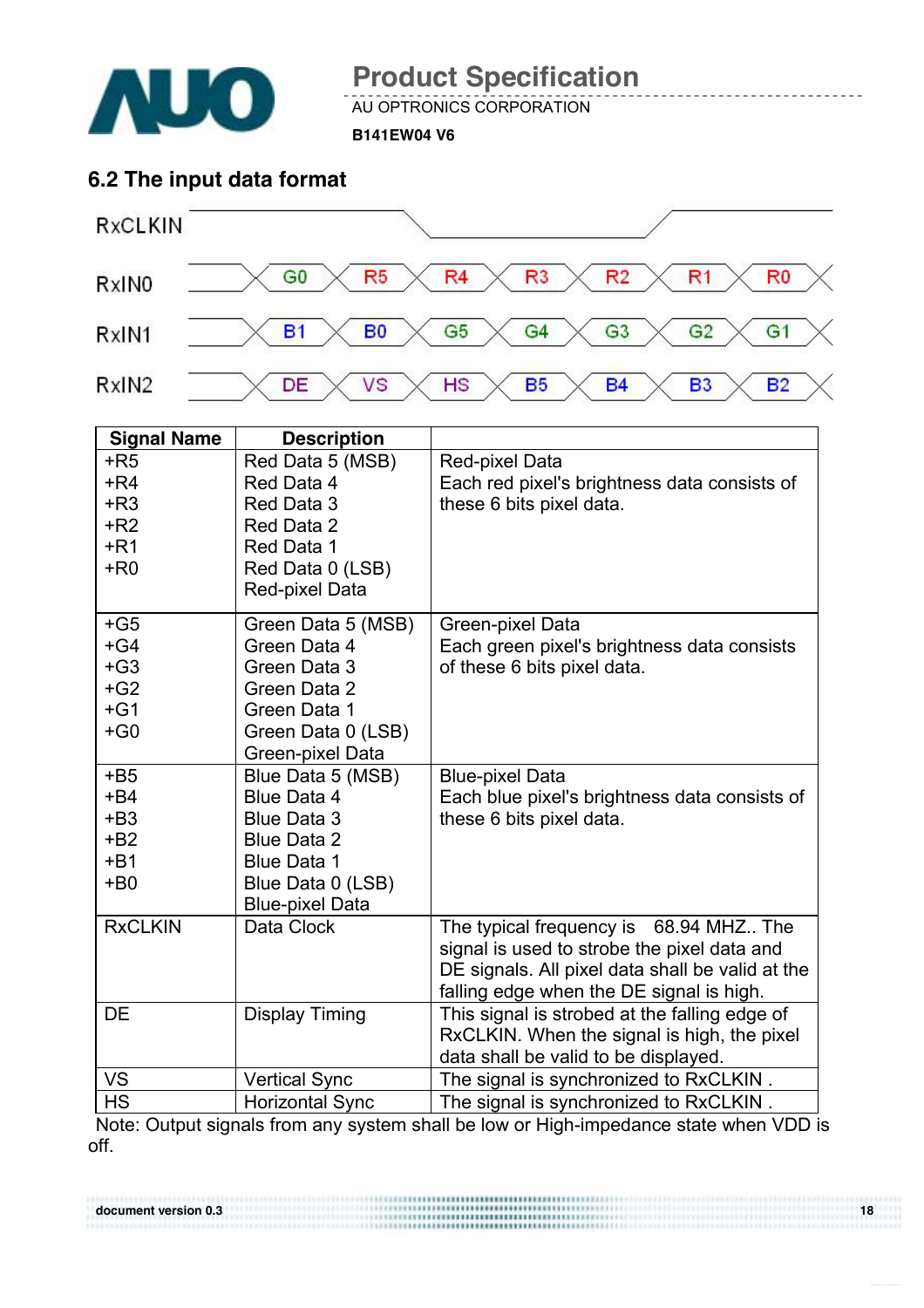## 6.2 The input data format

RxCLKIN

| RxIN0 | G0 | R5 | R4 | R3 | R2 | R1 | R0 |
|---|---|---|---|---|---|---|---|
| RxIN1 | B1 | B0 | G5 | G4 | G3 | G2 | G1 |
| RxIN2 | DE | VS | HS | B5 | B4 | B3 | B2 |

| Signal Name | Description | |
|---|---|---|
| +R5<br>+R4<br>+R3<br>+R2<br>+R1<br>+R0 | Red Data 5 (MSB)<br>Red Data 4<br>Red Data 3<br>Red Data 2<br>Red Data 1<br>Red Data 0 (LSB)<br>Red-pixel Data | Red-pixel Data<br>Each red pixel's brightness data consists of these 6 bits pixel data. |
| +G5<br>+G4<br>+G3<br>+G2<br>+G1<br>+G0 | Green Data 5 (MSB)<br>Green Data 4<br>Green Data 3<br>Green Data 2<br>Green Data 1<br>Green Data 0 (LSB)<br>Green-pixel Data | Green-pixel Data<br>Each green pixel's brightness data consists of these 6 bits pixel data. |
| +B5<br>+B4<br>+B3<br>+B2<br>+B1<br>+B0 | Blue Data 5 (MSB)<br>Blue Data 4<br>Blue Data 3<br>Blue Data 2<br>Blue Data 1<br>Blue Data 0 (LSB)<br>Blue-pixel Data | Blue-pixel Data<br>Each blue pixel's brightness data consists of these 6 bits pixel data. |
| RxCLKIN | Data Clock | The typical frequency is 68.94 MHZ.. The signal is used to strobe the pixel data and DE signals. All pixel data shall be valid at the falling edge when the DE signal is high. |
| DE | Display Timing | This signal is strobed at the falling edge of RxCLKIN. When the signal is high, the pixel data shall be valid to be displayed. |
| VS | Vertical Sync | The signal is synchronized to RxCLKIN . |
| HS | Horizontal Sync | The signal is synchronized to RxCLKIN . |

Note: Output signals from any system shall be low or High-impedance state when VDD is off.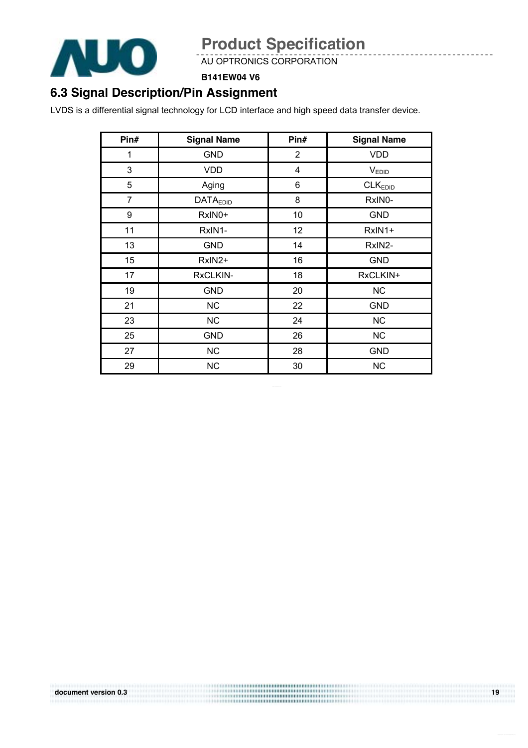## 6.3 Signal Description/Pin Assignment

LVDS is a differential signal technology for LCD interface and high speed data transfer device.

| Pin# | Signal Name | Pin# | Signal Name |
|---|---|---|---|
| 1 | GND | 2 | VDD |
| 3 | VDD | 4 | $V_{EDID}$ |
| 5 | Aging | 6 | $CLK_{EDID}$ |
| 7 | $DATA_{EDID}$ | 8 | RxIN0- |
| 9 | RxIN0+ | 10 | GND |
| 11 | RxIN1- | 12 | RxIN1+ |
| 13 | GND | 14 | RxIN2- |
| 15 | RxIN2+ | 16 | GND |
| 17 | RxCLKIN- | 18 | RxCLKIN+ |
| 19 | GND | 20 | NC |
| 21 | NC | 22 | GND |
| 23 | NC | 24 | NC |
| 25 | GND | 26 | NC |
| 27 | NC | 28 | GND |
| 29 | NC | 30 | NC |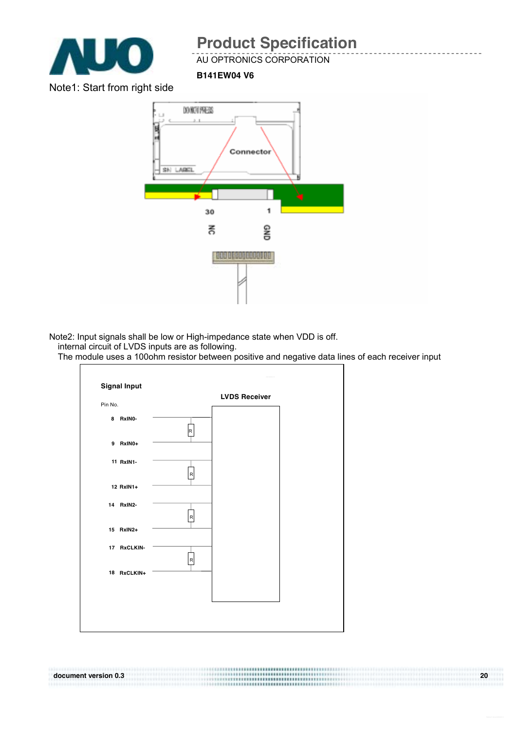Note1: Start from right side

Note2: Input signals shall be low or High-impedance state when VDD is off.
internal circuit of LVDS inputs are as following.
The module uses a 100ohm resistor between positive and negative data lines of each receiver input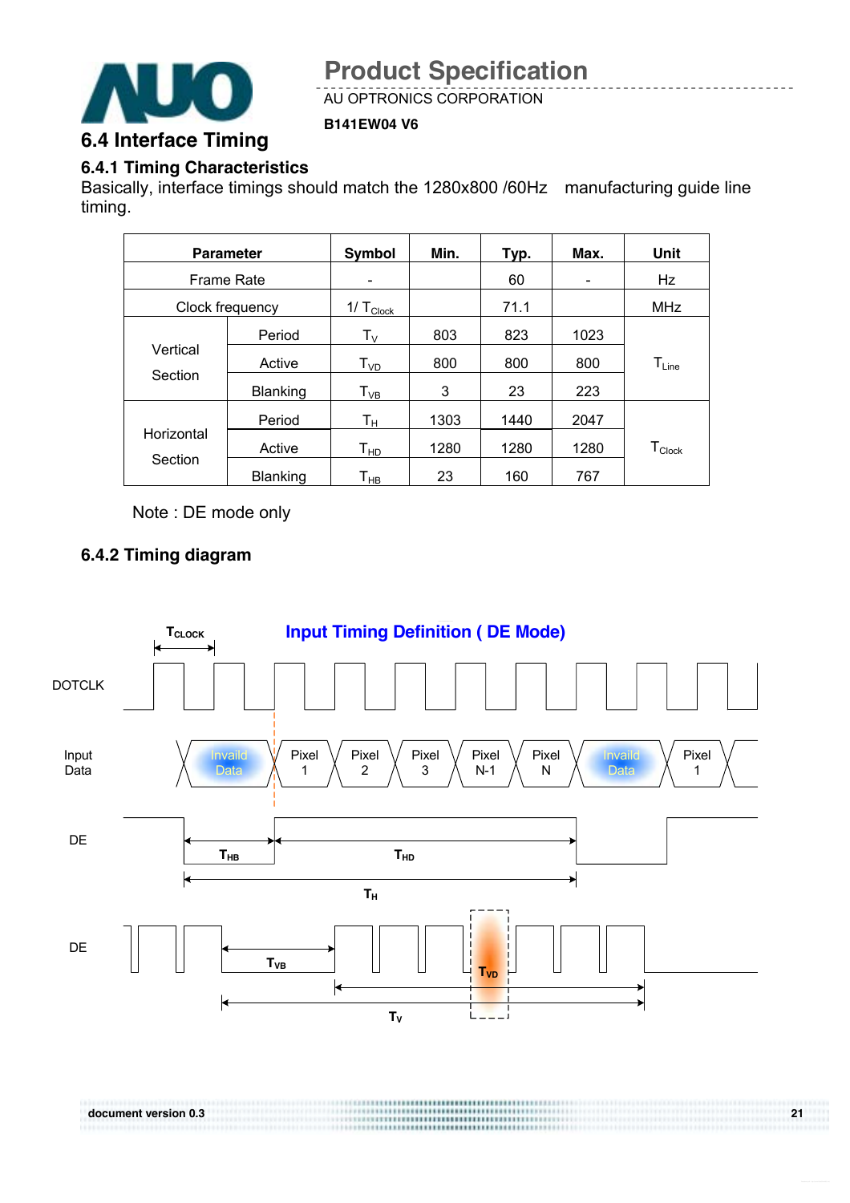## 6.4 Interface Timing

### 6.4.1 Timing Characteristics

Basically, interface timings should match the 1280x800 /60Hz manufacturing guide line timing.

| Parameter | | Symbol | Min. | Typ. | Max. | Unit |
|---|---|---|---|---|---|---|
| Frame Rate | | - | | 60 | - | Hz |
| Clock frequency | | $1/T_{Clock}$ | | 71.1 | | MHz |
| Vertical Section | Period | $T_V$ | 803 | 823 | 1023 | $T_{Line}$ |
| | Active | $T_{VD}$ | 800 | 800 | 800 | |
| | Blanking | $T_{VB}$ | 3 | 23 | 223 | |
| Horizontal Section | Period | $T_H$ | 1303 | 1440 | 2047 | $T_{Clock}$ |
| | Active | $T_{HD}$ | 1280 | 1280 | 1280 | |
| | Blanking | $T_{HB}$ | 23 | 160 | 767 | |

Note : DE mode only

### 6.4.2 Timing diagram

**Input Timing Definition ( DE Mode)**

$T_{CLOCK}$

DOTCLK

Input Data: Invaild Data | Pixel 1 | Pixel 2 | Pixel 3 | Pixel N-1 | Pixel N | Invaild Data | Pixel 1

DE: $T_{HB}$, $T_{HD}$, $T_H$

DE: $T_{VB}$, $T_{VD}$, $T_V$

document version 0.3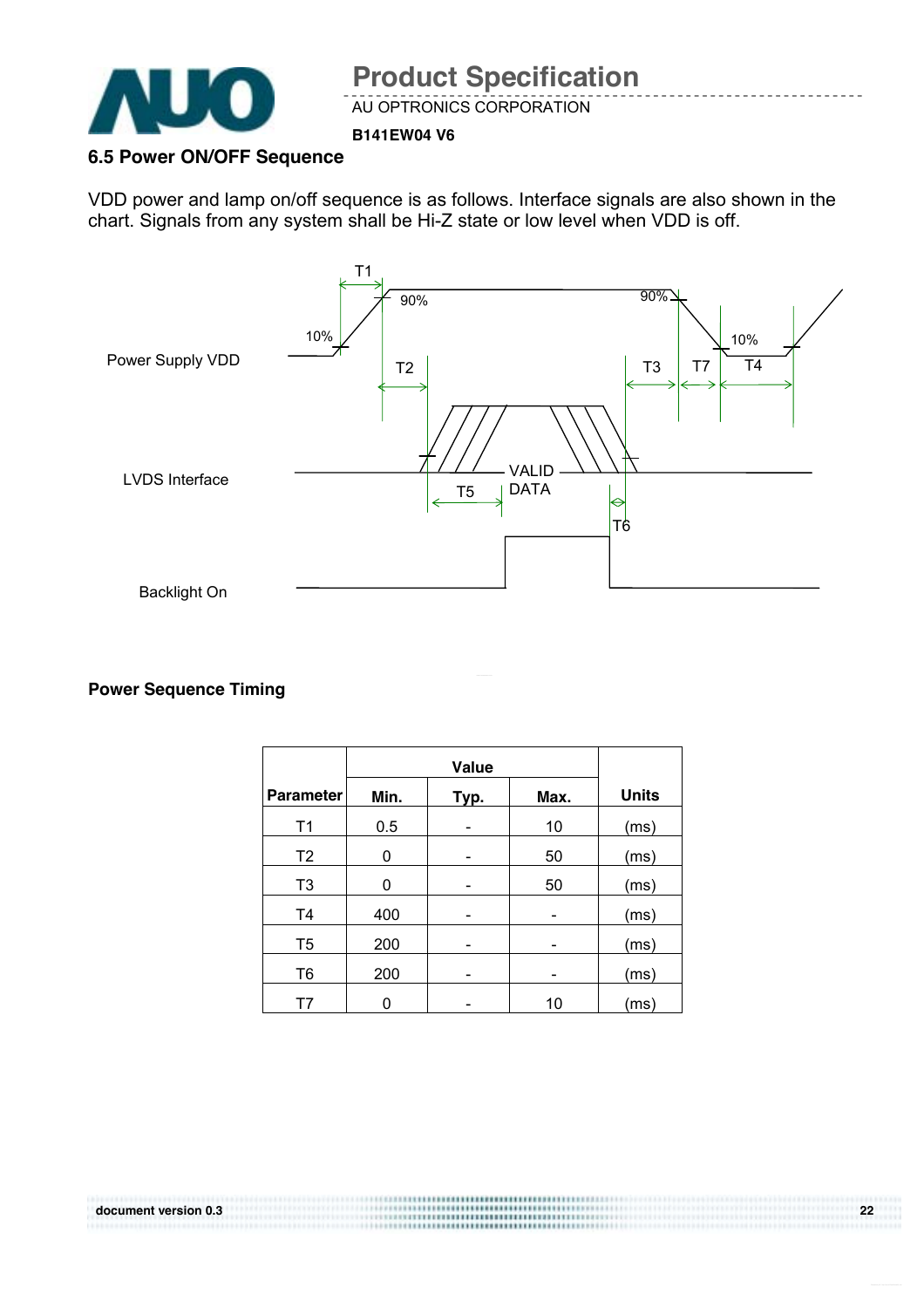### 6.5 Power ON/OFF Sequence

VDD power and lamp on/off sequence is as follows. Interface signals are also shown in the chart. Signals from any system shall be Hi-Z state or low level when VDD is off.

Power Supply VDD

LVDS Interface

Backlight On

T1 T2 T3 T4 T5 T6 T7 10% 90% 90% 10% VALID DATA

**Power Sequence Timing**

| Parameter | Value | | | Units |
|---|---|---|---|---|
| | Min. | Typ. | Max. | |
| T1 | 0.5 | - | 10 | (ms) |
| T2 | 0 | - | 50 | (ms) |
| T3 | 0 | - | 50 | (ms) |
| T4 | 400 | - | - | (ms) |
| T5 | 200 | - | - | (ms) |
| T6 | 200 | - | - | (ms) |
| T7 | 0 | - | 10 | (ms) |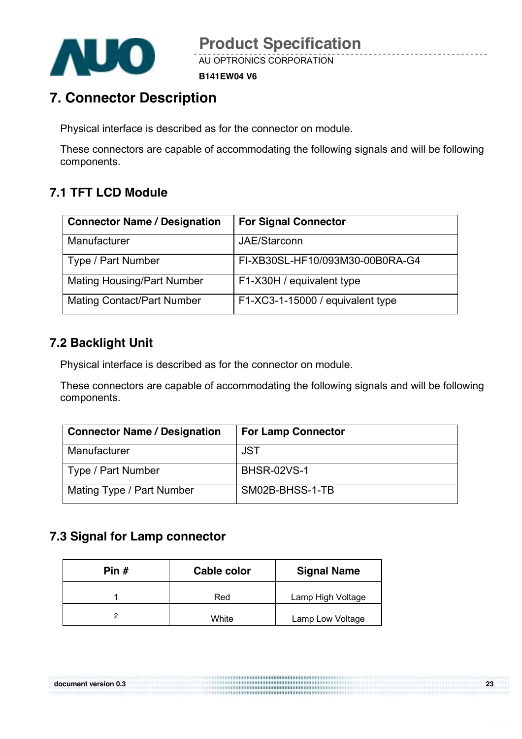# 7. Connector Description

Physical interface is described as for the connector on module.

These connectors are capable of accommodating the following signals and will be following components.

## 7.1 TFT LCD Module

| Connector Name / Designation | For Signal Connector |
|---|---|
| Manufacturer | JAE/Starconn |
| Type / Part Number | FI-XB30SL-HF10/093M30-00B0RA-G4 |
| Mating Housing/Part Number | F1-X30H / equivalent type |
| Mating Contact/Part Number | F1-XC3-1-15000 / equivalent type |

## 7.2 Backlight Unit

Physical interface is described as for the connector on module.

These connectors are capable of accommodating the following signals and will be following components.

| Connector Name / Designation | For Lamp Connector |
|---|---|
| Manufacturer | JST |
| Type / Part Number | BHSR-02VS-1 |
| Mating Type / Part Number | SM02B-BHSS-1-TB |

## 7.3 Signal for Lamp connector

| Pin # | Cable color | Signal Name |
|---|---|---|
| 1 | Red | Lamp High Voltage |
| 2 | White | Lamp Low Voltage |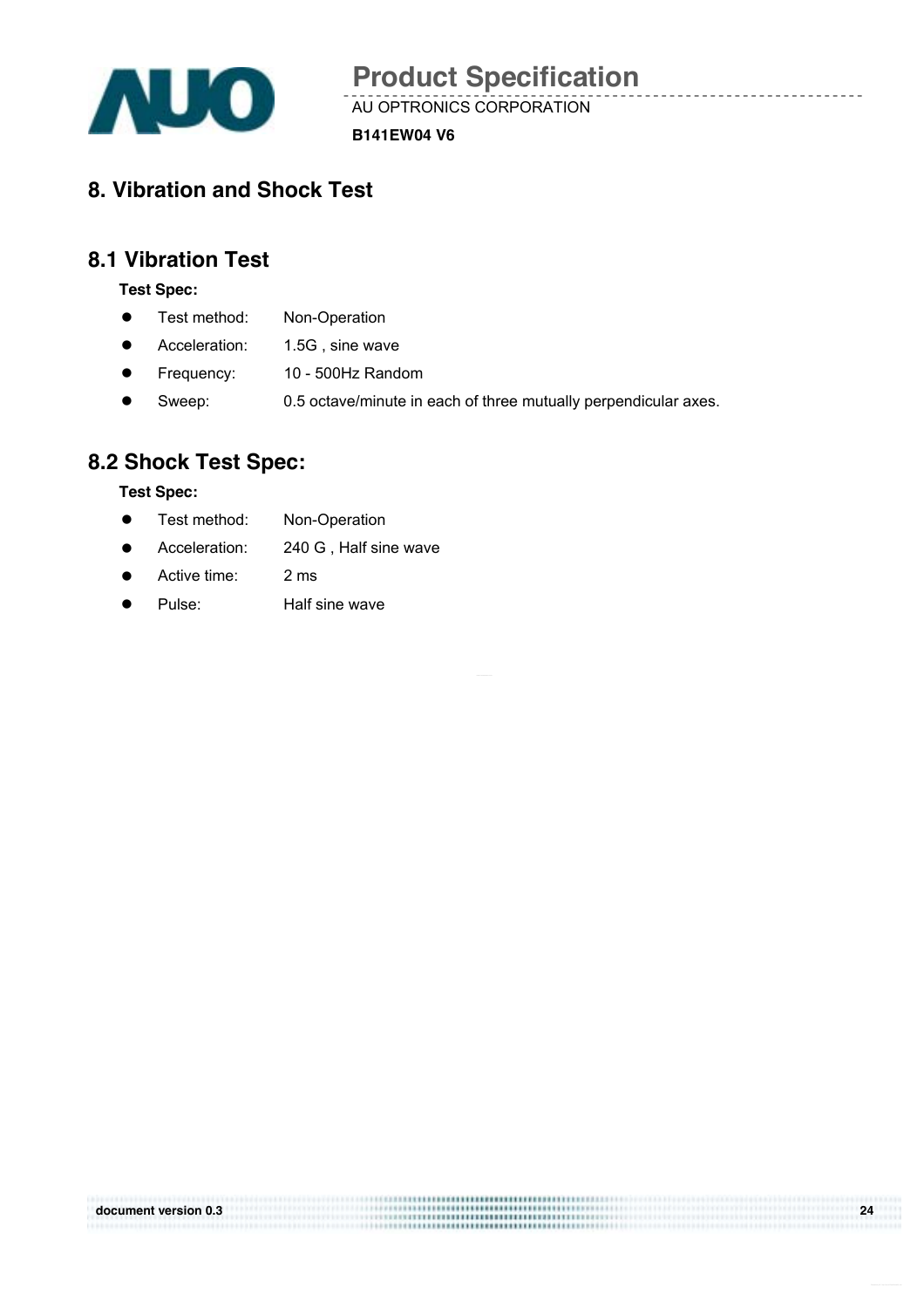# 8. Vibration and Shock Test

## 8.1 Vibration Test

**Test Spec:**

- Test method: Non-Operation
- Acceleration: 1.5G , sine wave
- Frequency: 10 - 500Hz Random
- Sweep: 0.5 octave/minute in each of three mutually perpendicular axes.

## 8.2 Shock Test Spec:

**Test Spec:**

- Test method: Non-Operation
- Acceleration: 240 G , Half sine wave
- Active time: 2 ms
- Pulse: Half sine wave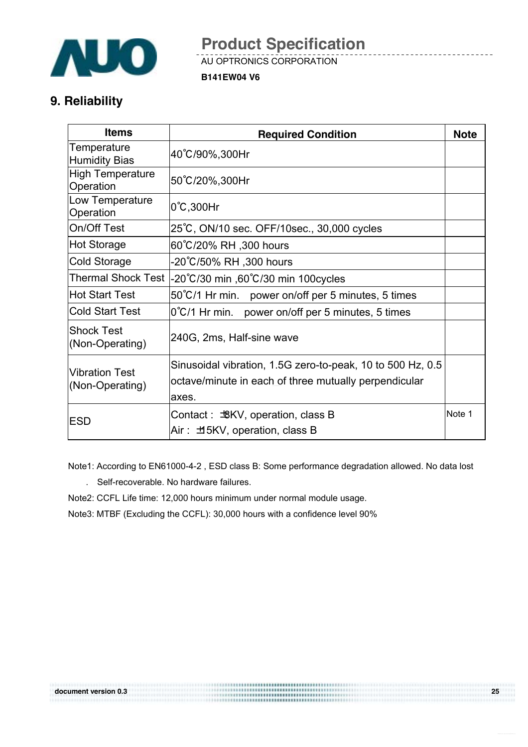## 9. Reliability

| Items | Required Condition | Note |
|---|---|---|
| Temperature Humidity Bias | 40˚C/90%,300Hr | |
| High Temperature Operation | 50˚C/20%,300Hr | |
| Low Temperature Operation | 0˚C,300Hr | |
| On/Off Test | 25˚C, ON/10 sec. OFF/10sec., 30,000 cycles | |
| Hot Storage | 60˚C/20% RH ,300 hours | |
| Cold Storage | -20˚C/50% RH ,300 hours | |
| Thermal Shock Test | -20˚C/30 min ,60˚C/30 min 100cycles | |
| Hot Start Test | 50˚C/1 Hr min. power on/off per 5 minutes, 5 times | |
| Cold Start Test | 0˚C/1 Hr min. power on/off per 5 minutes, 5 times | |
| Shock Test (Non-Operating) | 240G, 2ms, Half-sine wave | |
| Vibration Test (Non-Operating) | Sinusoidal vibration, 1.5G zero-to-peak, 10 to 500 Hz, 0.5 octave/minute in each of three mutually perpendicular axes. | |
| ESD | Contact : ±8KV, operation, class B<br>Air : ±15KV, operation, class B | Note 1 |

Note1: According to EN61000-4-2 , ESD class B: Some performance degradation allowed. No data lost . Self-recoverable. No hardware failures.

Note2: CCFL Life time: 12,000 hours minimum under normal module usage.

Note3: MTBF (Excluding the CCFL): 30,000 hours with a confidence level 90%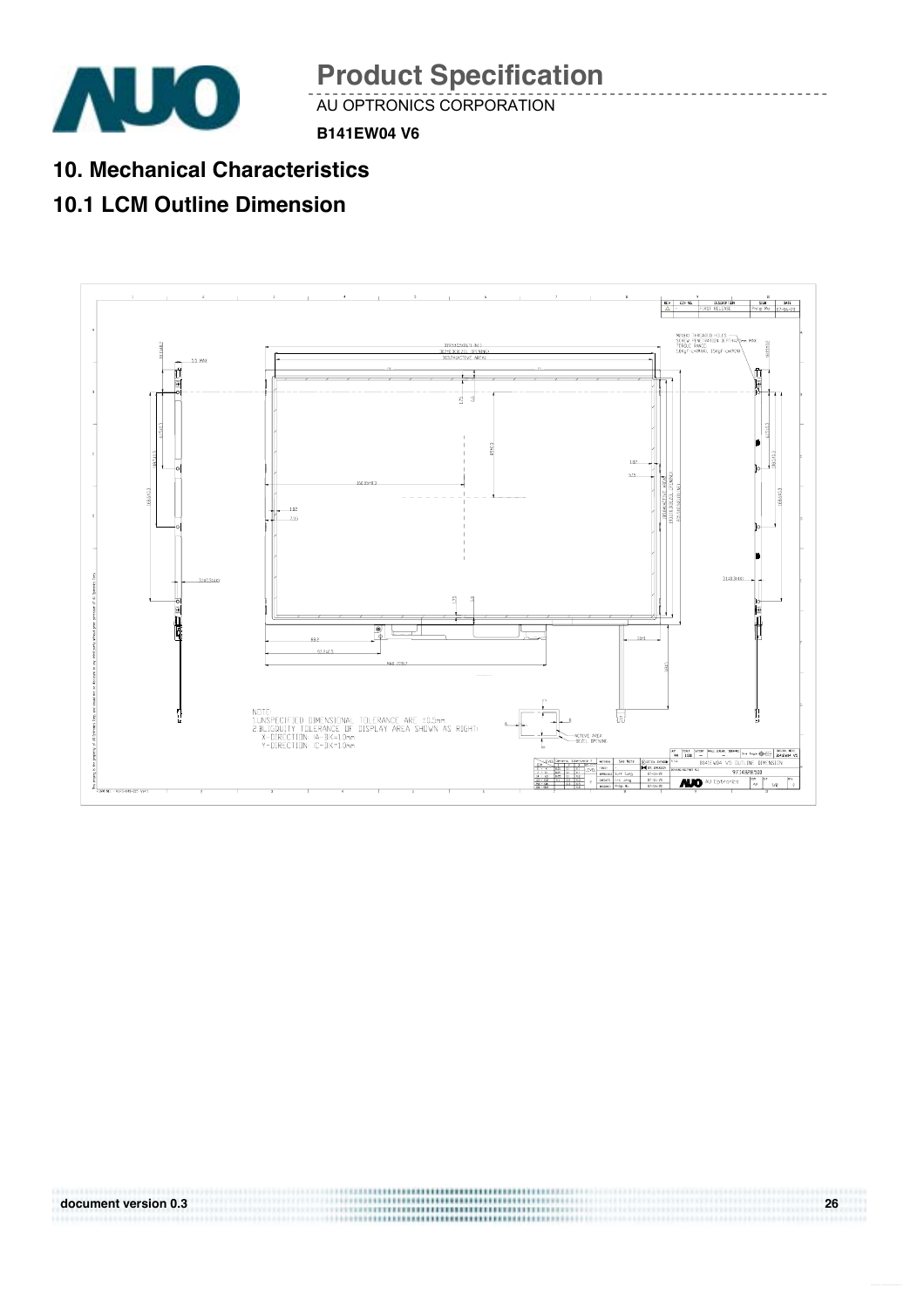## 10. Mechanical Characteristics

### 10.1 LCM Outline Dimension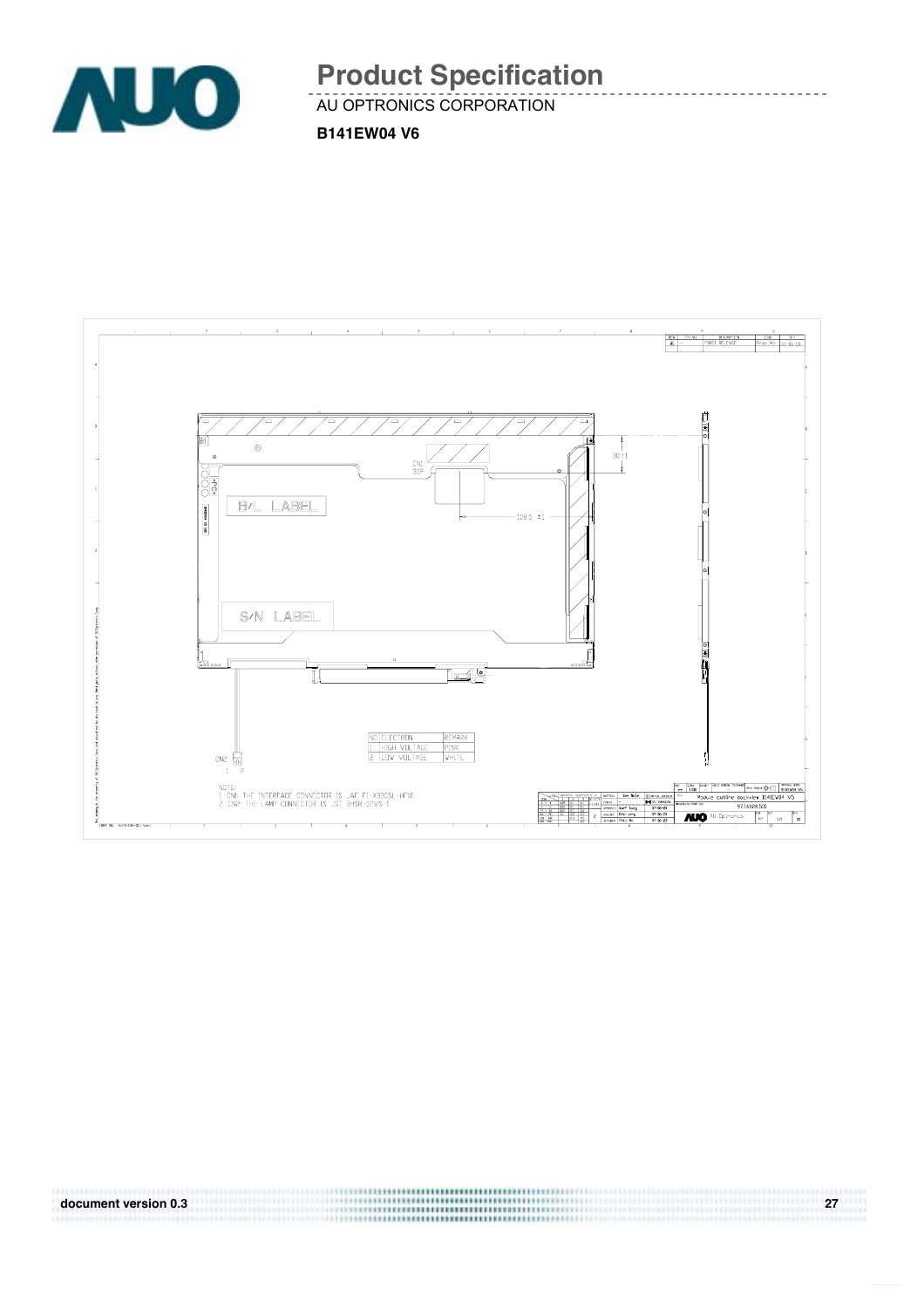| NO | ELECTRON | REMARK |
| --- | --- | --- |
| 1 | HIGH VOLTAGE | PINK |
| 2 | LOW VOLTAGE | WHITE |

NOTE:
1. CN1: THE INTERFACE CONNECTOR IS JAE FI-XB30SL-HF10
2. CN2: THE LAMP CONNECTOR IS JST BHSR-02VS-1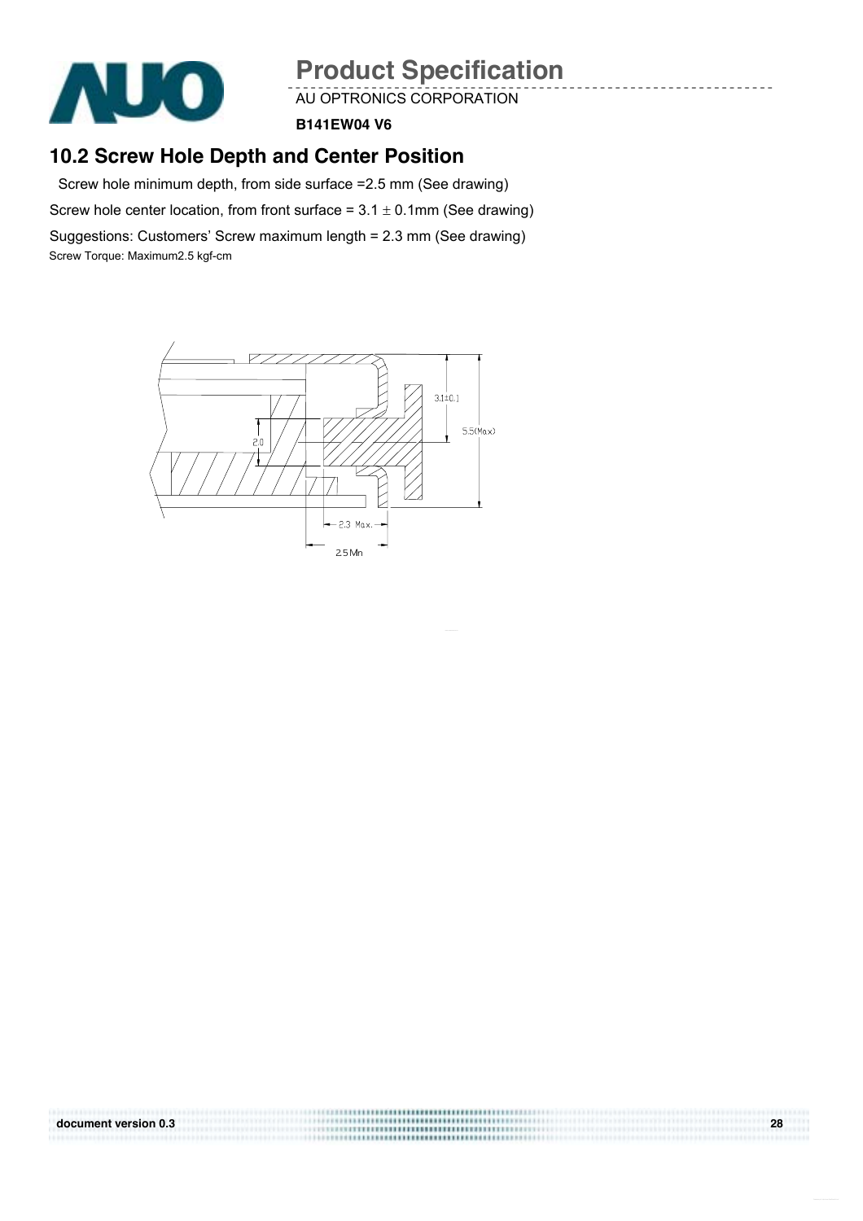## 10.2 Screw Hole Depth and Center Position

Screw hole minimum depth, from side surface =2.5 mm (See drawing)

Screw hole center location, from front surface = 3.1 ± 0.1mm (See drawing)

Suggestions: Customers' Screw maximum length = 2.3 mm (See drawing)

Screw Torque: Maximum2.5 kgf-cm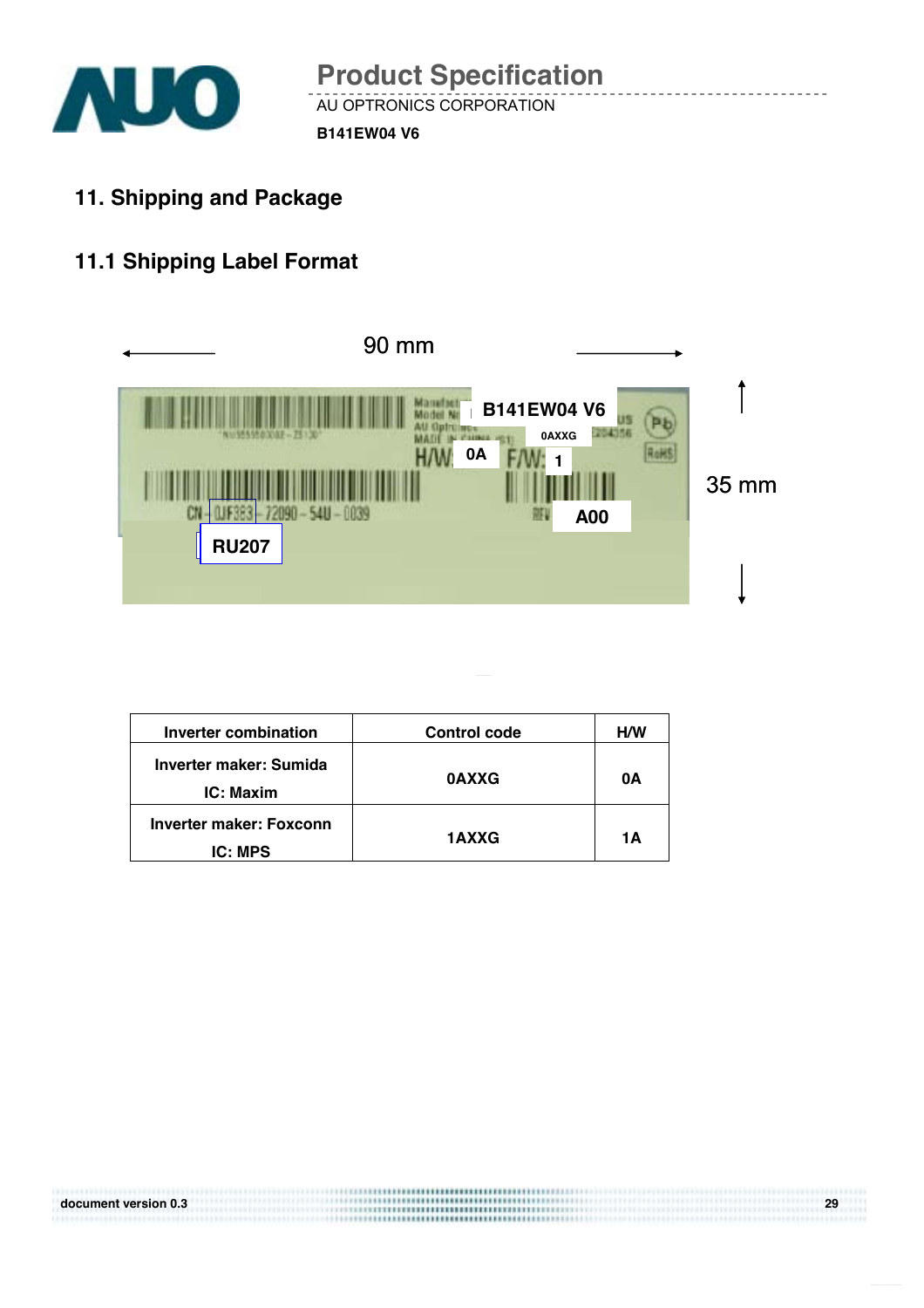## 11. Shipping and Package

### 11.1 Shipping Label Format

90 mm

35 mm

B141EW04 V6

0AXXG

H/W: 0A

F/W: 1

CN- 0JF383 - 72090 - 54U - 0039

RU207

REV A00

| Inverter combination | Control code | H/W |
| --- | --- | --- |
| Inverter maker: Sumida<br>IC: Maxim | 0AXXG | 0A |
| Inverter maker: Foxconn<br>IC: MPS | 1AXXG | 1A |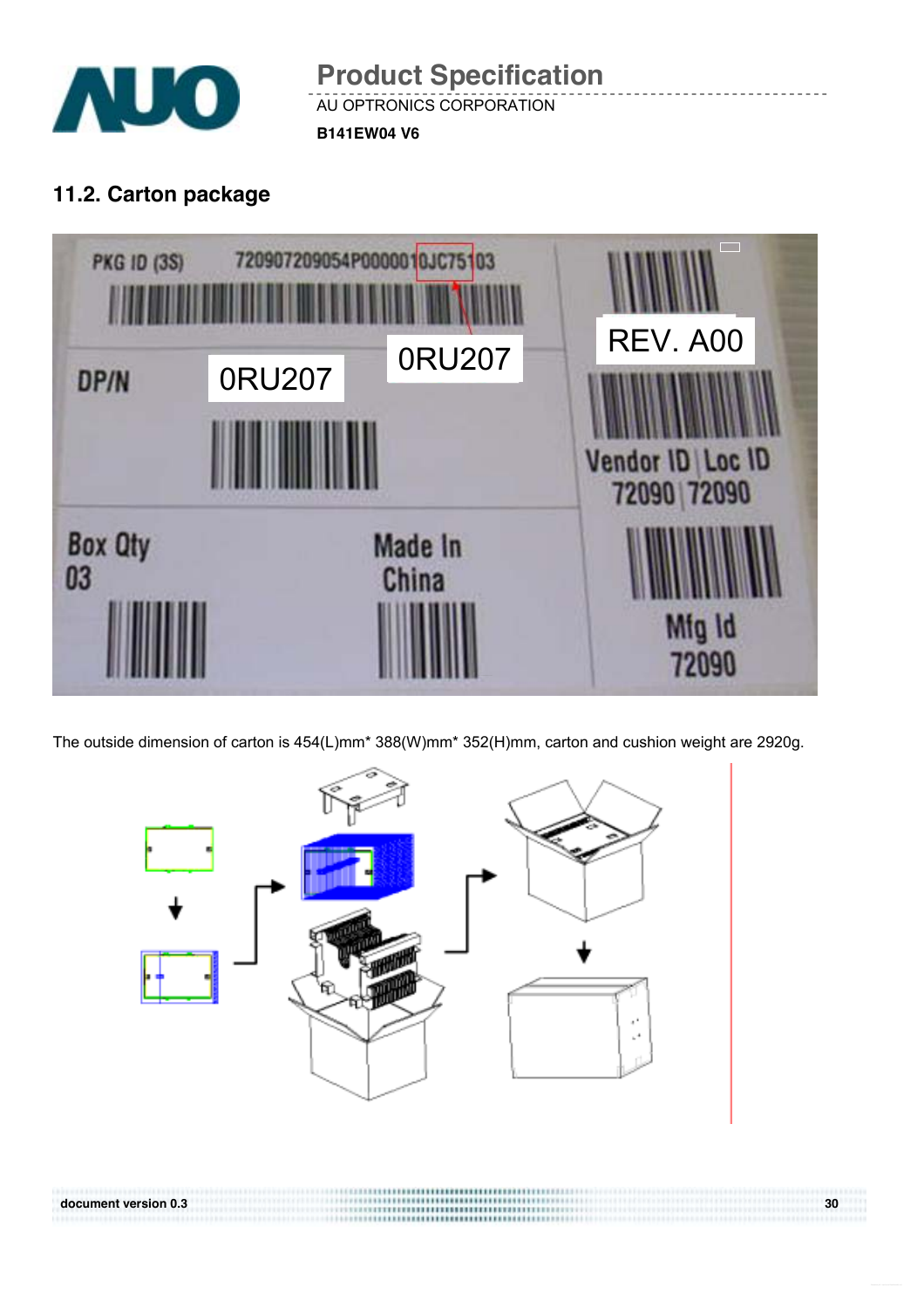## 11.2. Carton package

The outside dimension of carton is 454(L)mm* 388(W)mm* 352(H)mm, carton and cushion weight are 2920g.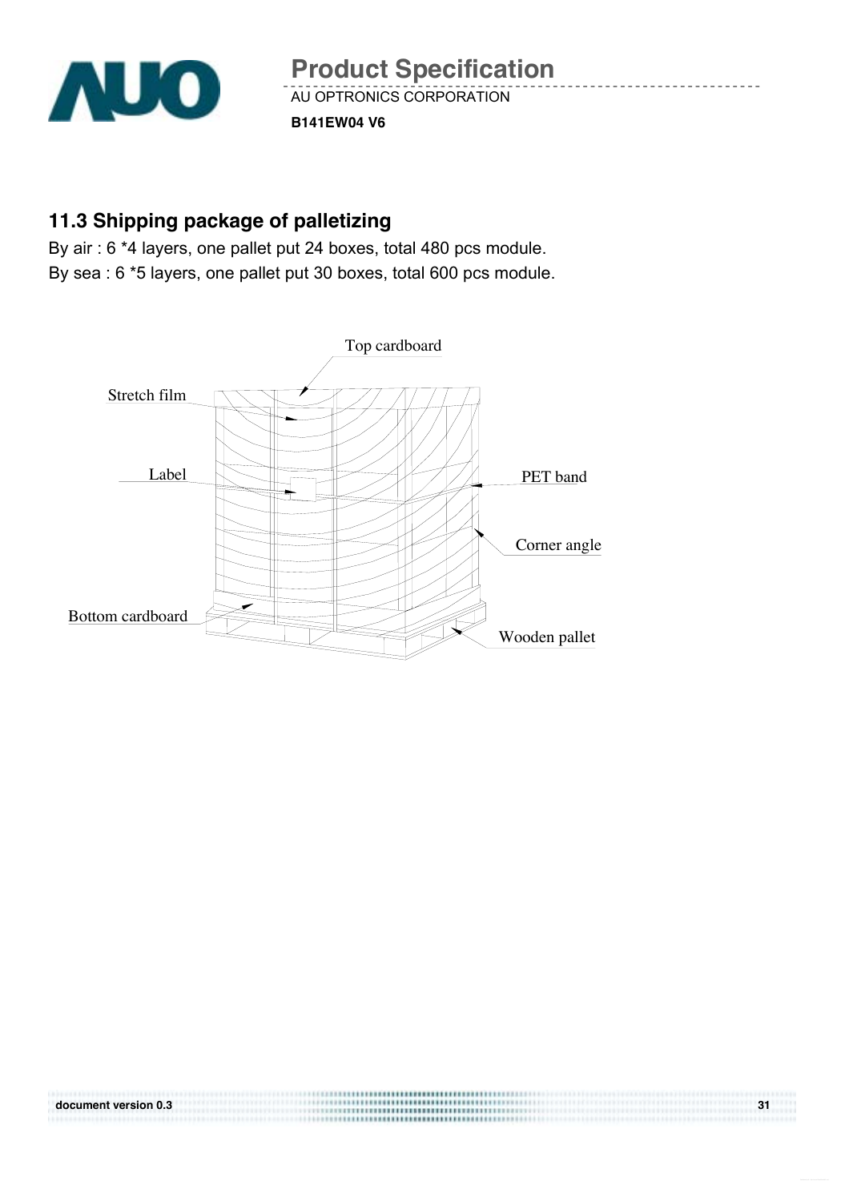## 11.3 Shipping package of palletizing

By air : 6 *4 layers, one pallet put 24 boxes, total 480 pcs module.

By sea : 6 *5 layers, one pallet put 30 boxes, total 600 pcs module.

Top cardboard

Stretch film

Label

PET band

Corner angle

Bottom cardboard

Wooden pallet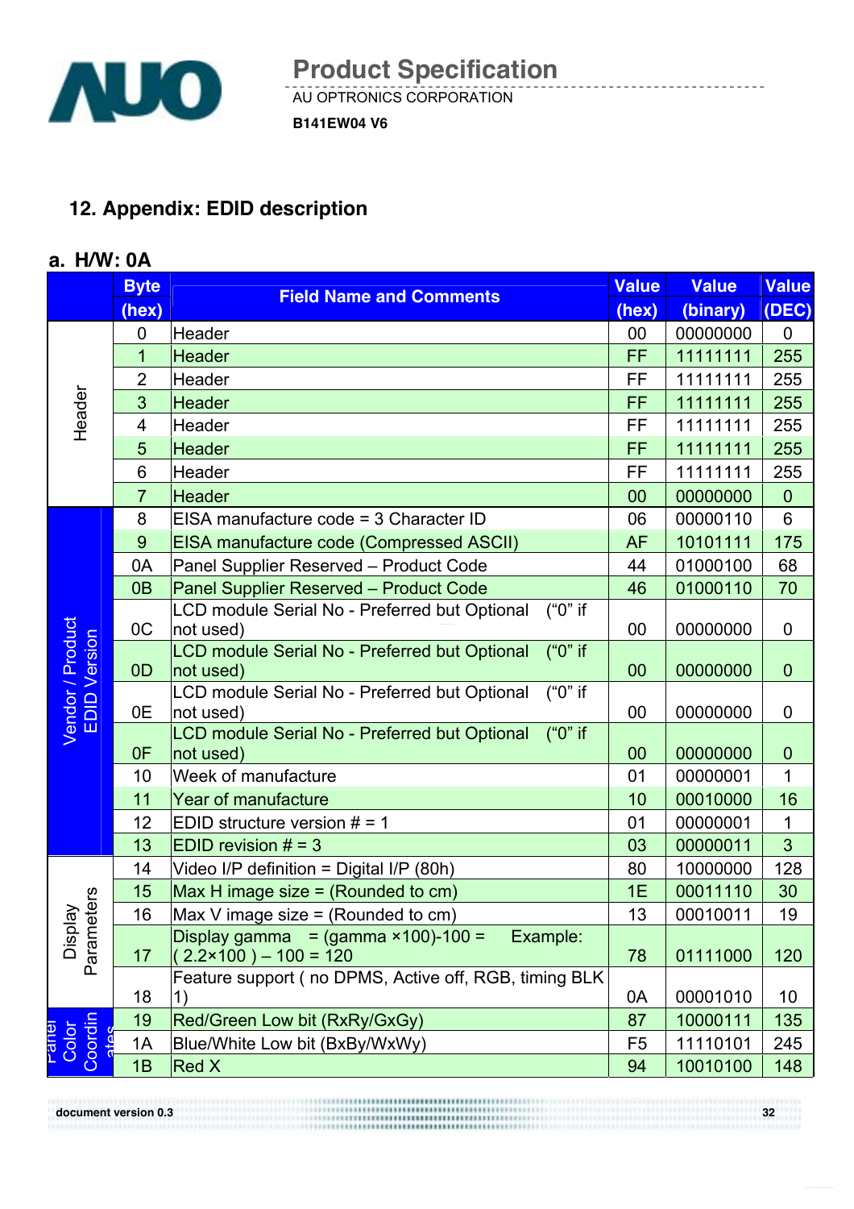## 12. Appendix: EDID description

### a. H/W: 0A

| | Byte (hex) | Field Name and Comments | Value (hex) | Value (binary) | Value (DEC) |
|---|---|---|---|---|---|
| Header | 0 | Header | 00 | 00000000 | 0 |
| | 1 | Header | FF | 11111111 | 255 |
| | 2 | Header | FF | 11111111 | 255 |
| | 3 | Header | FF | 11111111 | 255 |
| | 4 | Header | FF | 11111111 | 255 |
| | 5 | Header | FF | 11111111 | 255 |
| | 6 | Header | FF | 11111111 | 255 |
| | 7 | Header | 00 | 00000000 | 0 |
| Vendor / Product EDID Version | 8 | EISA manufacture code = 3 Character ID | 06 | 00000110 | 6 |
| | 9 | EISA manufacture code (Compressed ASCII) | AF | 10101111 | 175 |
| | 0A | Panel Supplier Reserved – Product Code | 44 | 01000100 | 68 |
| | 0B | Panel Supplier Reserved – Product Code | 46 | 01000110 | 70 |
| | 0C | LCD module Serial No - Preferred but Optional ("0" if not used) | 00 | 00000000 | 0 |
| | 0D | LCD module Serial No - Preferred but Optional ("0" if not used) | 00 | 00000000 | 0 |
| | 0E | LCD module Serial No - Preferred but Optional ("0" if not used) | 00 | 00000000 | 0 |
| | 0F | LCD module Serial No - Preferred but Optional ("0" if not used) | 00 | 00000000 | 0 |
| | 10 | Week of manufacture | 01 | 00000001 | 1 |
| | 11 | Year of manufacture | 10 | 00010000 | 16 |
| | 12 | EDID structure version # = 1 | 01 | 00000001 | 1 |
| | 13 | EDID revision # = 3 | 03 | 00000011 | 3 |
| Display Parameters | 14 | Video I/P definition = Digital I/P (80h) | 80 | 10000000 | 128 |
| | 15 | Max H image size = (Rounded to cm) | 1E | 00011110 | 30 |
| | 16 | Max V image size = (Rounded to cm) | 13 | 00010011 | 19 |
| | 17 | Display gamma = (gamma ×100)-100 = Example: ( 2.2×100 ) – 100 = 120 | 78 | 01111000 | 120 |
| | 18 | Feature support ( no DPMS, Active off, RGB, timing BLK 1) | 0A | 00001010 | 10 |
| Panel Color Coordinates | 19 | Red/Green Low bit (RxRy/GxGy) | 87 | 10000111 | 135 |
| | 1A | Blue/White Low bit (BxBy/WxWy) | F5 | 11110101 | 245 |
| | 1B | Red X | 94 | 10010100 | 148 |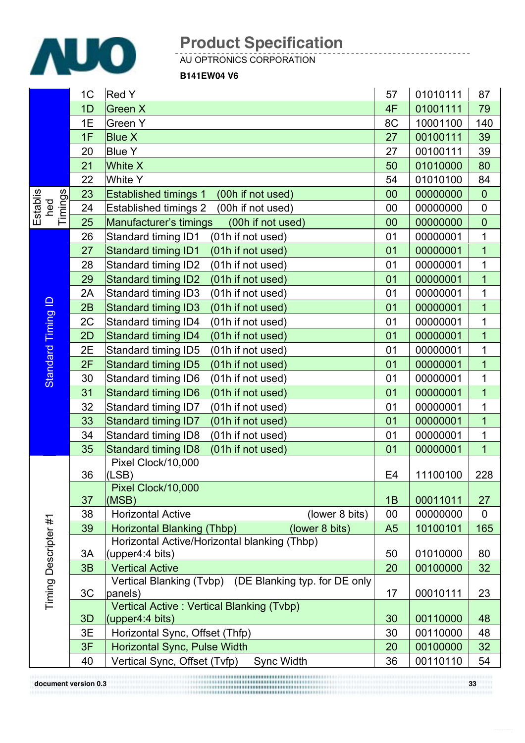| | | | | | |
|---|---|---|---|---|---|
| | 1C | Red Y | 57 | 01010111 | 87 |
| | 1D | Green X | 4F | 01001111 | 79 |
| | 1E | Green Y | 8C | 10001100 | 140 |
| | 1F | Blue X | 27 | 00100111 | 39 |
| | 20 | Blue Y | 27 | 00100111 | 39 |
| | 21 | White X | 50 | 01010000 | 80 |
| | 22 | White Y | 54 | 01010100 | 84 |
| Established Timings | 23 | Established timings 1 (00h if not used) | 00 | 00000000 | 0 |
| | 24 | Established timings 2 (00h if not used) | 00 | 00000000 | 0 |
| | 25 | Manufacturer's timings (00h if not used) | 00 | 00000000 | 0 |
| Standard Timing ID | 26 | Standard timing ID1 (01h if not used) | 01 | 00000001 | 1 |
| | 27 | Standard timing ID1 (01h if not used) | 01 | 00000001 | 1 |
| | 28 | Standard timing ID2 (01h if not used) | 01 | 00000001 | 1 |
| | 29 | Standard timing ID2 (01h if not used) | 01 | 00000001 | 1 |
| | 2A | Standard timing ID3 (01h if not used) | 01 | 00000001 | 1 |
| | 2B | Standard timing ID3 (01h if not used) | 01 | 00000001 | 1 |
| | 2C | Standard timing ID4 (01h if not used) | 01 | 00000001 | 1 |
| | 2D | Standard timing ID4 (01h if not used) | 01 | 00000001 | 1 |
| | 2E | Standard timing ID5 (01h if not used) | 01 | 00000001 | 1 |
| | 2F | Standard timing ID5 (01h if not used) | 01 | 00000001 | 1 |
| | 30 | Standard timing ID6 (01h if not used) | 01 | 00000001 | 1 |
| | 31 | Standard timing ID6 (01h if not used) | 01 | 00000001 | 1 |
| | 32 | Standard timing ID7 (01h if not used) | 01 | 00000001 | 1 |
| | 33 | Standard timing ID7 (01h if not used) | 01 | 00000001 | 1 |
| | 34 | Standard timing ID8 (01h if not used) | 01 | 00000001 | 1 |
| | 35 | Standard timing ID8 (01h if not used) | 01 | 00000001 | 1 |
| Timing Descripter #1 | 36 | Pixel Clock/10,000 (LSB) | E4 | 11100100 | 228 |
| | 37 | Pixel Clock/10,000 (MSB) | 1B | 00011011 | 27 |
| | 38 | Horizontal Active (lower 8 bits) | 00 | 00000000 | 0 |
| | 39 | Horizontal Blanking (Thbp) (lower 8 bits) | A5 | 10100101 | 165 |
| | 3A | Horizontal Active/Horizontal blanking (Thbp) (upper4:4 bits) | 50 | 01010000 | 80 |
| | 3B | Vertical Active | 20 | 00100000 | 32 |
| | 3C | Vertical Blanking (Tvbp) (DE Blanking typ. for DE only panels) | 17 | 00010111 | 23 |
| | 3D | Vertical Active : Vertical Blanking (Tvbp) (upper4:4 bits) | 30 | 00110000 | 48 |
| | 3E | Horizontal Sync, Offset (Thfp) | 30 | 00110000 | 48 |
| | 3F | Horizontal Sync, Pulse Width | 20 | 00100000 | 32 |
| | 40 | Vertical Sync, Offset (Tvfp) Sync Width | 36 | 00110110 | 54 |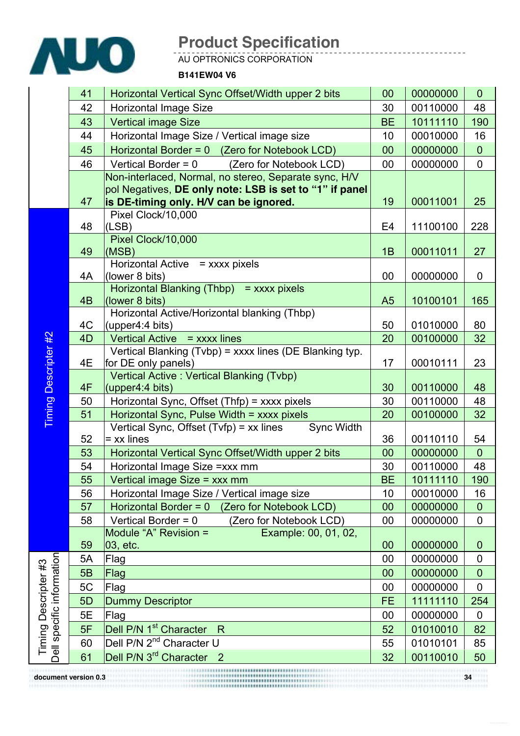| | 41 | Horizontal Vertical Sync Offset/Width upper 2 bits | 00 | 00000000 | 0 |
|---|---|---|---|---|---|
| | 42 | Horizontal Image Size | 30 | 00110000 | 48 |
| | 43 | Vertical image Size | BE | 10111110 | 190 |
| | 44 | Horizontal Image Size / Vertical image size | 10 | 00010000 | 16 |
| | 45 | Horizontal Border = 0 (Zero for Notebook LCD) | 00 | 00000000 | 0 |
| | 46 | Vertical Border = 0 (Zero for Notebook LCD) | 00 | 00000000 | 0 |
| | 47 | Non-interlaced, Normal, no stereo, Separate sync, H/V pol Negatives, **DE only note: LSB is set to "1" if panel is DE-timing only. H/V can be ignored.** | 19 | 00011001 | 25 |
| Timing Descripter #2 | 48 | Pixel Clock/10,000 (LSB) | E4 | 11100100 | 228 |
| | 49 | Pixel Clock/10,000 (MSB) | 1B | 00011011 | 27 |
| | 4A | Horizontal Active = xxxx pixels (lower 8 bits) | 00 | 00000000 | 0 |
| | 4B | Horizontal Blanking (Thbp) = xxxx pixels (lower 8 bits) | A5 | 10100101 | 165 |
| | 4C | Horizontal Active/Horizontal blanking (Thbp) (upper4:4 bits) | 50 | 01010000 | 80 |
| | 4D | Vertical Active = xxxx lines | 20 | 00100000 | 32 |
| | 4E | Vertical Blanking (Tvbp) = xxxx lines (DE Blanking typ. for DE only panels) | 17 | 00010111 | 23 |
| | 4F | Vertical Active : Vertical Blanking (Tvbp) (upper4:4 bits) | 30 | 00110000 | 48 |
| | 50 | Horizontal Sync, Offset (Thfp) = xxxx pixels | 30 | 00110000 | 48 |
| | 51 | Horizontal Sync, Pulse Width = xxxx pixels | 20 | 00100000 | 32 |
| | 52 | Vertical Sync, Offset (Tvfp) = xx lines Sync Width = xx lines | 36 | 00110110 | 54 |
| | 53 | Horizontal Vertical Sync Offset/Width upper 2 bits | 00 | 00000000 | 0 |
| | 54 | Horizontal Image Size =xxx mm | 30 | 00110000 | 48 |
| | 55 | Vertical image Size = xxx mm | BE | 10111110 | 190 |
| | 56 | Horizontal Image Size / Vertical image size | 10 | 00010000 | 16 |
| | 57 | Horizontal Border = 0 (Zero for Notebook LCD) | 00 | 00000000 | 0 |
| | 58 | Vertical Border = 0 (Zero for Notebook LCD) | 00 | 00000000 | 0 |
| | 59 | Module "A" Revision = Example: 00, 01, 02, 03, etc. | 00 | 00000000 | 0 |
| Timing Descripter #3 Dell specific information | 5A | Flag | 00 | 00000000 | 0 |
| | 5B | Flag | 00 | 00000000 | 0 |
| | 5C | Flag | 00 | 00000000 | 0 |
| | 5D | Dummy Descriptor | FE | 11111110 | 254 |
| | 5E | Flag | 00 | 00000000 | 0 |
| | 5F | Dell P/N 1st Character R | 52 | 01010010 | 82 |
| | 60 | Dell P/N 2nd Character U | 55 | 01010101 | 85 |
| | 61 | Dell P/N 3rd Character 2 | 32 | 00110010 | 50 |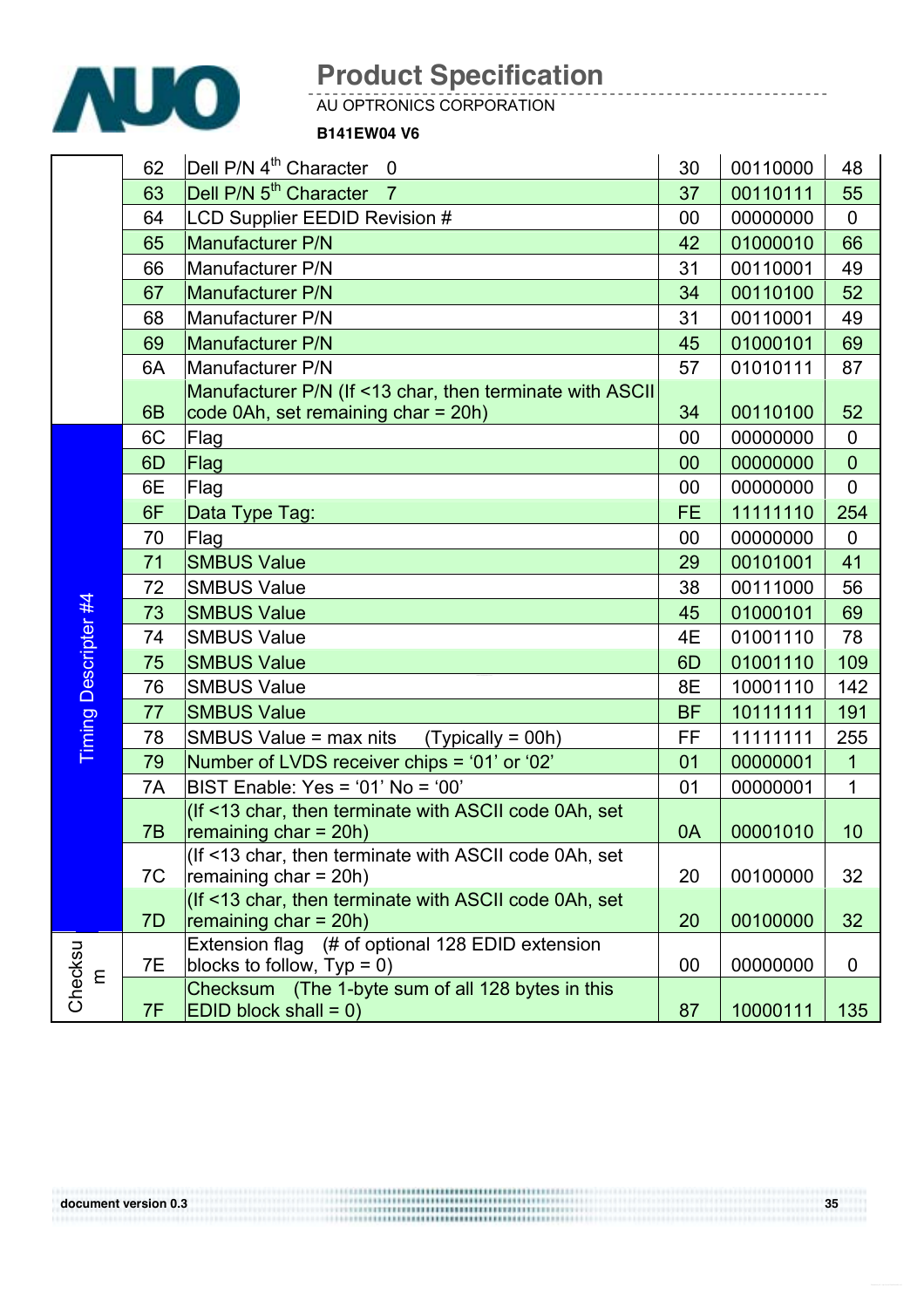# Product Specification

AU OPTRONICS CORPORATION

**B141EW04 V6**

| | | | | | |
|---|---|---|---|---|---|
| | 62 | Dell P/N 4th Character 0 | 30 | 00110000 | 48 |
| | 63 | Dell P/N 5th Character 7 | 37 | 00110111 | 55 |
| | 64 | LCD Supplier EEDID Revision # | 00 | 00000000 | 0 |
| | 65 | Manufacturer P/N | 42 | 01000010 | 66 |
| | 66 | Manufacturer P/N | 31 | 00110001 | 49 |
| | 67 | Manufacturer P/N | 34 | 00110100 | 52 |
| | 68 | Manufacturer P/N | 31 | 00110001 | 49 |
| | 69 | Manufacturer P/N | 45 | 01000101 | 69 |
| | 6A | Manufacturer P/N | 57 | 01010111 | 87 |
| | 6B | Manufacturer P/N (If <13 char, then terminate with ASCII code 0Ah, set remaining char = 20h) | 34 | 00110100 | 52 |
| Timing Descripter #4 | 6C | Flag | 00 | 00000000 | 0 |
| | 6D | Flag | 00 | 00000000 | 0 |
| | 6E | Flag | 00 | 00000000 | 0 |
| | 6F | Data Type Tag: | FE | 11111110 | 254 |
| | 70 | Flag | 00 | 00000000 | 0 |
| | 71 | SMBUS Value | 29 | 00101001 | 41 |
| | 72 | SMBUS Value | 38 | 00111000 | 56 |
| | 73 | SMBUS Value | 45 | 01000101 | 69 |
| | 74 | SMBUS Value | 4E | 01001110 | 78 |
| | 75 | SMBUS Value | 6D | 01001110 | 109 |
| | 76 | SMBUS Value | 8E | 10001110 | 142 |
| | 77 | SMBUS Value | BF | 10111111 | 191 |
| | 78 | SMBUS Value = max nits (Typically = 00h) | FF | 11111111 | 255 |
| | 79 | Number of LVDS receiver chips = '01' or '02' | 01 | 00000001 | 1 |
| | 7A | BIST Enable: Yes = '01' No = '00' | 01 | 00000001 | 1 |
| | 7B | (If <13 char, then terminate with ASCII code 0Ah, set remaining char = 20h) | 0A | 00001010 | 10 |
| | 7C | (If <13 char, then terminate with ASCII code 0Ah, set remaining char = 20h) | 20 | 00100000 | 32 |
| | 7D | (If <13 char, then terminate with ASCII code 0Ah, set remaining char = 20h) | 20 | 00100000 | 32 |
| Checksum | 7E | Extension flag (# of optional 128 EDID extension blocks to follow, Typ = 0) | 00 | 00000000 | 0 |
| | 7F | Checksum (The 1-byte sum of all 128 bytes in this EDID block shall = 0) | 87 | 10000111 | 135 |

document version 0.3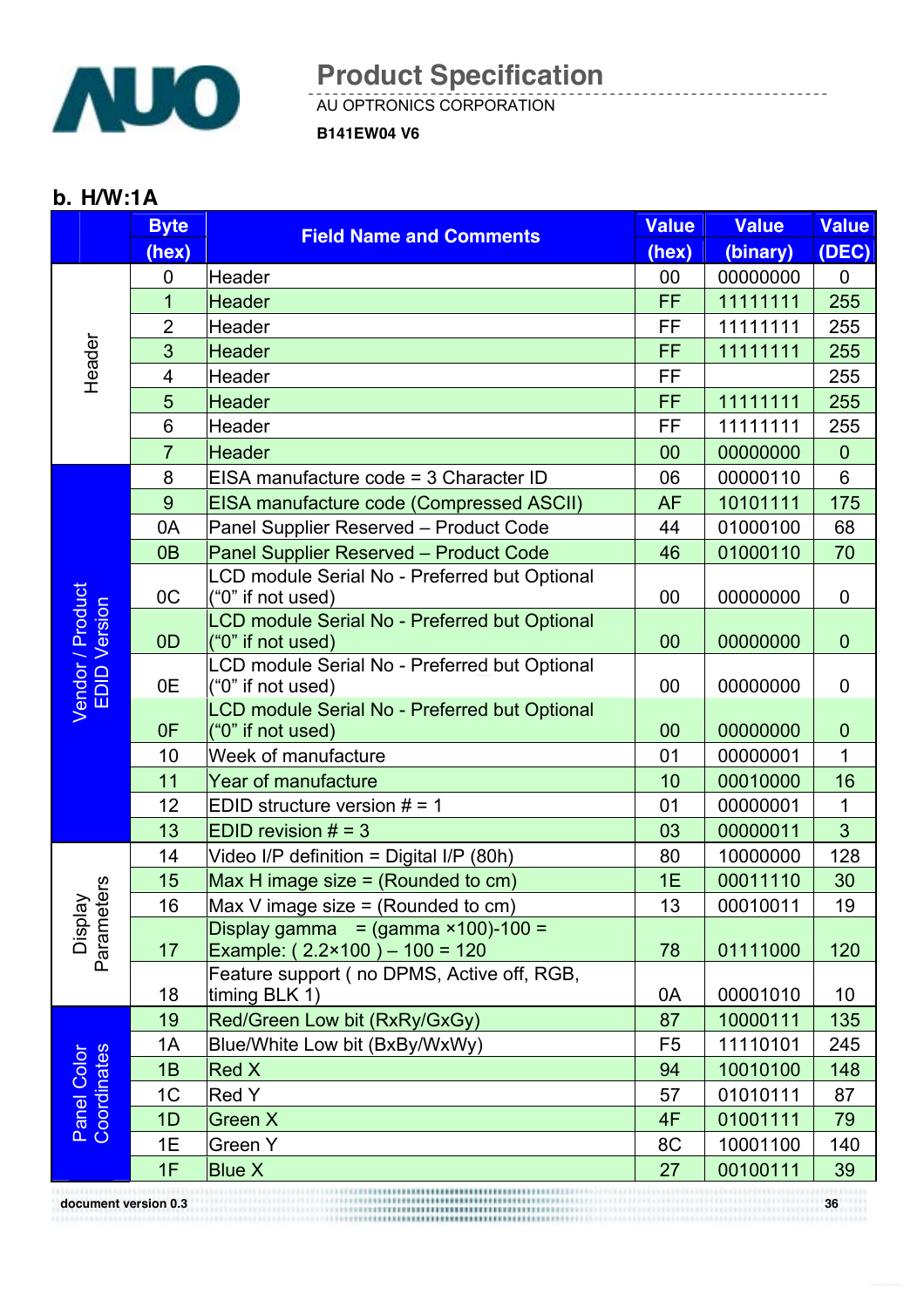## b. H/W:1A

| | Byte (hex) | Field Name and Comments | Value (hex) | Value (binary) | Value (DEC) |
|---|---|---|---|---|---|
| Header | 0 | Header | 00 | 00000000 | 0 |
| | 1 | Header | FF | 11111111 | 255 |
| | 2 | Header | FF | 11111111 | 255 |
| | 3 | Header | FF | 11111111 | 255 |
| | 4 | Header | FF | | 255 |
| | 5 | Header | FF | 11111111 | 255 |
| | 6 | Header | FF | 11111111 | 255 |
| | 7 | Header | 00 | 00000000 | 0 |
| Vendor / Product EDID Version | 8 | EISA manufacture code = 3 Character ID | 06 | 00000110 | 6 |
| | 9 | EISA manufacture code (Compressed ASCII) | AF | 10101111 | 175 |
| | 0A | Panel Supplier Reserved – Product Code | 44 | 01000100 | 68 |
| | 0B | Panel Supplier Reserved – Product Code | 46 | 01000110 | 70 |
| | 0C | LCD module Serial No - Preferred but Optional ("0" if not used) | 00 | 00000000 | 0 |
| | 0D | LCD module Serial No - Preferred but Optional ("0" if not used) | 00 | 00000000 | 0 |
| | 0E | LCD module Serial No - Preferred but Optional ("0" if not used) | 00 | 00000000 | 0 |
| | 0F | LCD module Serial No - Preferred but Optional ("0" if not used) | 00 | 00000000 | 0 |
| | 10 | Week of manufacture | 01 | 00000001 | 1 |
| | 11 | Year of manufacture | 10 | 00010000 | 16 |
| | 12 | EDID structure version # = 1 | 01 | 00000001 | 1 |
| | 13 | EDID revision # = 3 | 03 | 00000011 | 3 |
| Display Parameters | 14 | Video I/P definition = Digital I/P (80h) | 80 | 10000000 | 128 |
| | 15 | Max H image size = (Rounded to cm) | 1E | 00011110 | 30 |
| | 16 | Max V image size = (Rounded to cm) | 13 | 00010011 | 19 |
| | 17 | Display gamma = (gamma ×100)-100 = Example: ( 2.2×100 ) – 100 = 120 | 78 | 01111000 | 120 |
| | 18 | Feature support ( no DPMS, Active off, RGB, timing BLK 1) | 0A | 00001010 | 10 |
| Panel Color Coordinates | 19 | Red/Green Low bit (RxRy/GxGy) | 87 | 10000111 | 135 |
| | 1A | Blue/White Low bit (BxBy/WxWy) | F5 | 11110101 | 245 |
| | 1B | Red X | 94 | 10010100 | 148 |
| | 1C | Red Y | 57 | 01010111 | 87 |
| | 1D | Green X | 4F | 01001111 | 79 |
| | 1E | Green Y | 8C | 10001100 | 140 |
| | 1F | Blue X | 27 | 00100111 | 39 |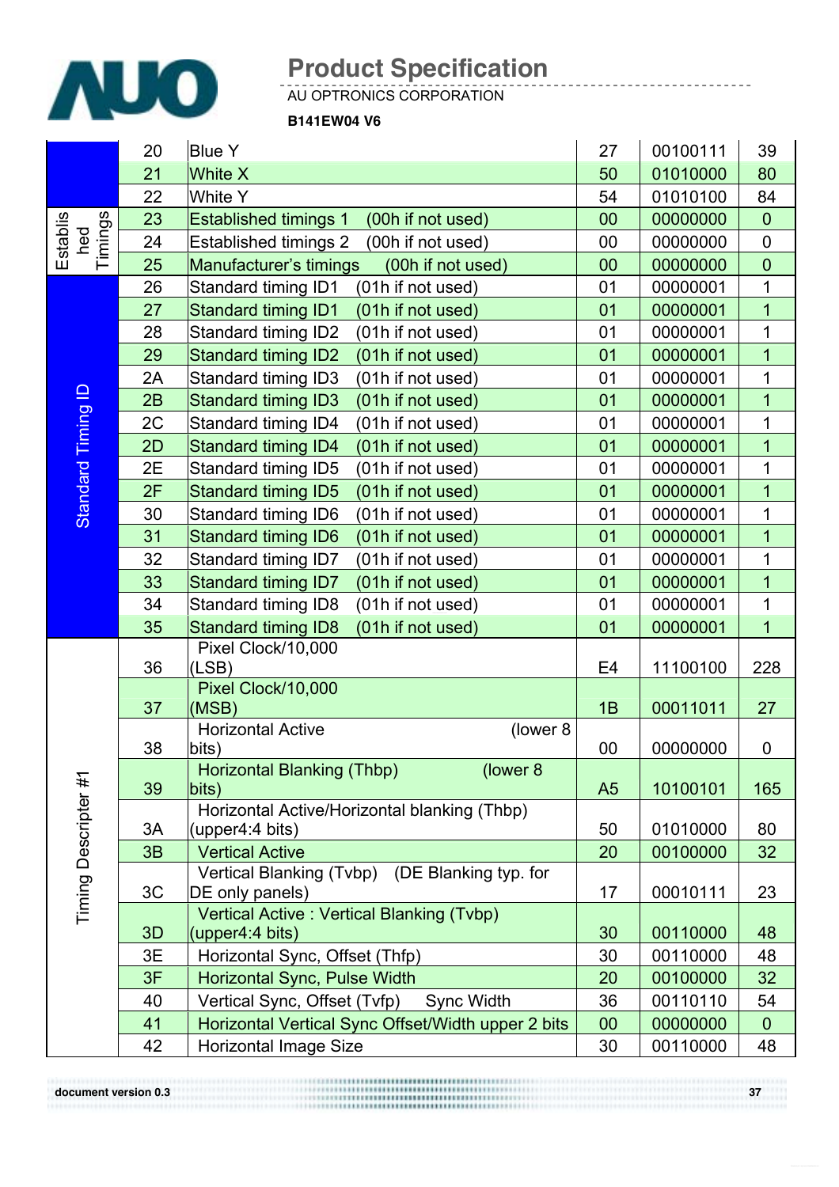| | | | | | |
|---|---|---|---|---|---|
| | 20 | Blue Y | 27 | 00100111 | 39 |
| | 21 | White X | 50 | 01010000 | 80 |
| | 22 | White Y | 54 | 01010100 | 84 |
| Established Timings | 23 | Established timings 1 (00h if not used) | 00 | 00000000 | 0 |
| | 24 | Established timings 2 (00h if not used) | 00 | 00000000 | 0 |
| | 25 | Manufacturer's timings (00h if not used) | 00 | 00000000 | 0 |
| Standard Timing ID | 26 | Standard timing ID1 (01h if not used) | 01 | 00000001 | 1 |
| | 27 | Standard timing ID1 (01h if not used) | 01 | 00000001 | 1 |
| | 28 | Standard timing ID2 (01h if not used) | 01 | 00000001 | 1 |
| | 29 | Standard timing ID2 (01h if not used) | 01 | 00000001 | 1 |
| | 2A | Standard timing ID3 (01h if not used) | 01 | 00000001 | 1 |
| | 2B | Standard timing ID3 (01h if not used) | 01 | 00000001 | 1 |
| | 2C | Standard timing ID4 (01h if not used) | 01 | 00000001 | 1 |
| | 2D | Standard timing ID4 (01h if not used) | 01 | 00000001 | 1 |
| | 2E | Standard timing ID5 (01h if not used) | 01 | 00000001 | 1 |
| | 2F | Standard timing ID5 (01h if not used) | 01 | 00000001 | 1 |
| | 30 | Standard timing ID6 (01h if not used) | 01 | 00000001 | 1 |
| | 31 | Standard timing ID6 (01h if not used) | 01 | 00000001 | 1 |
| | 32 | Standard timing ID7 (01h if not used) | 01 | 00000001 | 1 |
| | 33 | Standard timing ID7 (01h if not used) | 01 | 00000001 | 1 |
| | 34 | Standard timing ID8 (01h if not used) | 01 | 00000001 | 1 |
| | 35 | Standard timing ID8 (01h if not used) | 01 | 00000001 | 1 |
| Timing Descripter #1 | 36 | Pixel Clock/10,000 (LSB) | E4 | 11100100 | 228 |
| | 37 | Pixel Clock/10,000 (MSB) | 1B | 00011011 | 27 |
| | 38 | Horizontal Active (lower 8 bits) | 00 | 00000000 | 0 |
| | 39 | Horizontal Blanking (Thbp) (lower 8 bits) | A5 | 10100101 | 165 |
| | 3A | Horizontal Active/Horizontal blanking (Thbp) (upper4:4 bits) | 50 | 01010000 | 80 |
| | 3B | Vertical Active | 20 | 00100000 | 32 |
| | 3C | Vertical Blanking (Tvbp) (DE Blanking typ. for DE only panels) | 17 | 00010111 | 23 |
| | 3D | Vertical Active : Vertical Blanking (Tvbp) (upper4:4 bits) | 30 | 00110000 | 48 |
| | 3E | Horizontal Sync, Offset (Thfp) | 30 | 00110000 | 48 |
| | 3F | Horizontal Sync, Pulse Width | 20 | 00100000 | 32 |
| | 40 | Vertical Sync, Offset (Tvfp) Sync Width | 36 | 00110110 | 54 |
| | 41 | Horizontal Vertical Sync Offset/Width upper 2 bits | 00 | 00000000 | 0 |
| | 42 | Horizontal Image Size | 30 | 00110000 | 48 |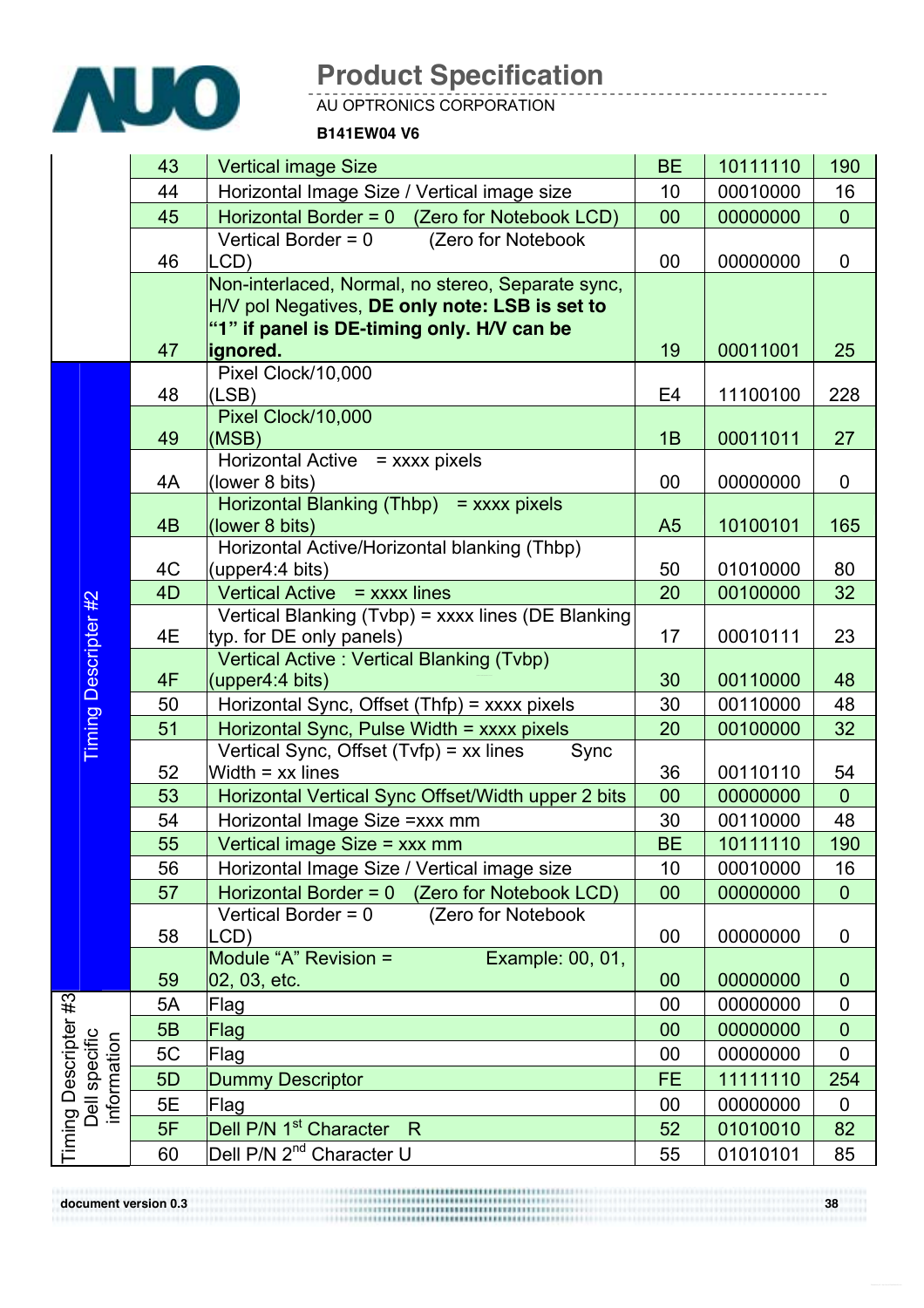| | Address | Function | Hex | Binary | Dec |
|---|---|---|---|---|---|
| | 43 | Vertical image Size | BE | 10111110 | 190 |
| | 44 | Horizontal Image Size / Vertical image size | 10 | 00010000 | 16 |
| | 45 | Horizontal Border = 0 (Zero for Notebook LCD) | 00 | 00000000 | 0 |
| | 46 | Vertical Border = 0 (Zero for Notebook LCD) | 00 | 00000000 | 0 |
| | 47 | Non-interlaced, Normal, no stereo, Separate sync, H/V pol Negatives, **DE only note: LSB is set to "1" if panel is DE-timing only. H/V can be ignored.** | 19 | 00011001 | 25 |
| Timing Descripter #2 | 48 | Pixel Clock/10,000 (LSB) | E4 | 11100100 | 228 |
| | 49 | Pixel Clock/10,000 (MSB) | 1B | 00011011 | 27 |
| | 4A | Horizontal Active = xxxx pixels (lower 8 bits) | 00 | 00000000 | 0 |
| | 4B | Horizontal Blanking (Thbp) = xxxx pixels (lower 8 bits) | A5 | 10100101 | 165 |
| | 4C | Horizontal Active/Horizontal blanking (Thbp) (upper4:4 bits) | 50 | 01010000 | 80 |
| | 4D | Vertical Active = xxxx lines | 20 | 00100000 | 32 |
| | 4E | Vertical Blanking (Tvbp) = xxxx lines (DE Blanking typ. for DE only panels) | 17 | 00010111 | 23 |
| | 4F | Vertical Active : Vertical Blanking (Tvbp) (upper4:4 bits) | 30 | 00110000 | 48 |
| | 50 | Horizontal Sync, Offset (Thfp) = xxxx pixels | 30 | 00110000 | 48 |
| | 51 | Horizontal Sync, Pulse Width = xxxx pixels | 20 | 00100000 | 32 |
| | 52 | Vertical Sync, Offset (Tvfp) = xx lines Sync Width = xx lines | 36 | 00110110 | 54 |
| | 53 | Horizontal Vertical Sync Offset/Width upper 2 bits | 00 | 00000000 | 0 |
| | 54 | Horizontal Image Size =xxx mm | 30 | 00110000 | 48 |
| | 55 | Vertical image Size = xxx mm | BE | 10111110 | 190 |
| | 56 | Horizontal Image Size / Vertical image size | 10 | 00010000 | 16 |
| | 57 | Horizontal Border = 0 (Zero for Notebook LCD) | 00 | 00000000 | 0 |
| | 58 | Vertical Border = 0 (Zero for Notebook LCD) | 00 | 00000000 | 0 |
| | 59 | Module "A" Revision = Example: 00, 01, 02, 03, etc. | 00 | 00000000 | 0 |
| Timing Descripter #3 Dell specific information | 5A | Flag | 00 | 00000000 | 0 |
| | 5B | Flag | 00 | 00000000 | 0 |
| | 5C | Flag | 00 | 00000000 | 0 |
| | 5D | Dummy Descriptor | FE | 11111110 | 254 |
| | 5E | Flag | 00 | 00000000 | 0 |
| | 5F | Dell P/N 1st Character R | 52 | 01010010 | 82 |
| | 60 | Dell P/N 2nd Character U | 55 | 01010101 | 85 |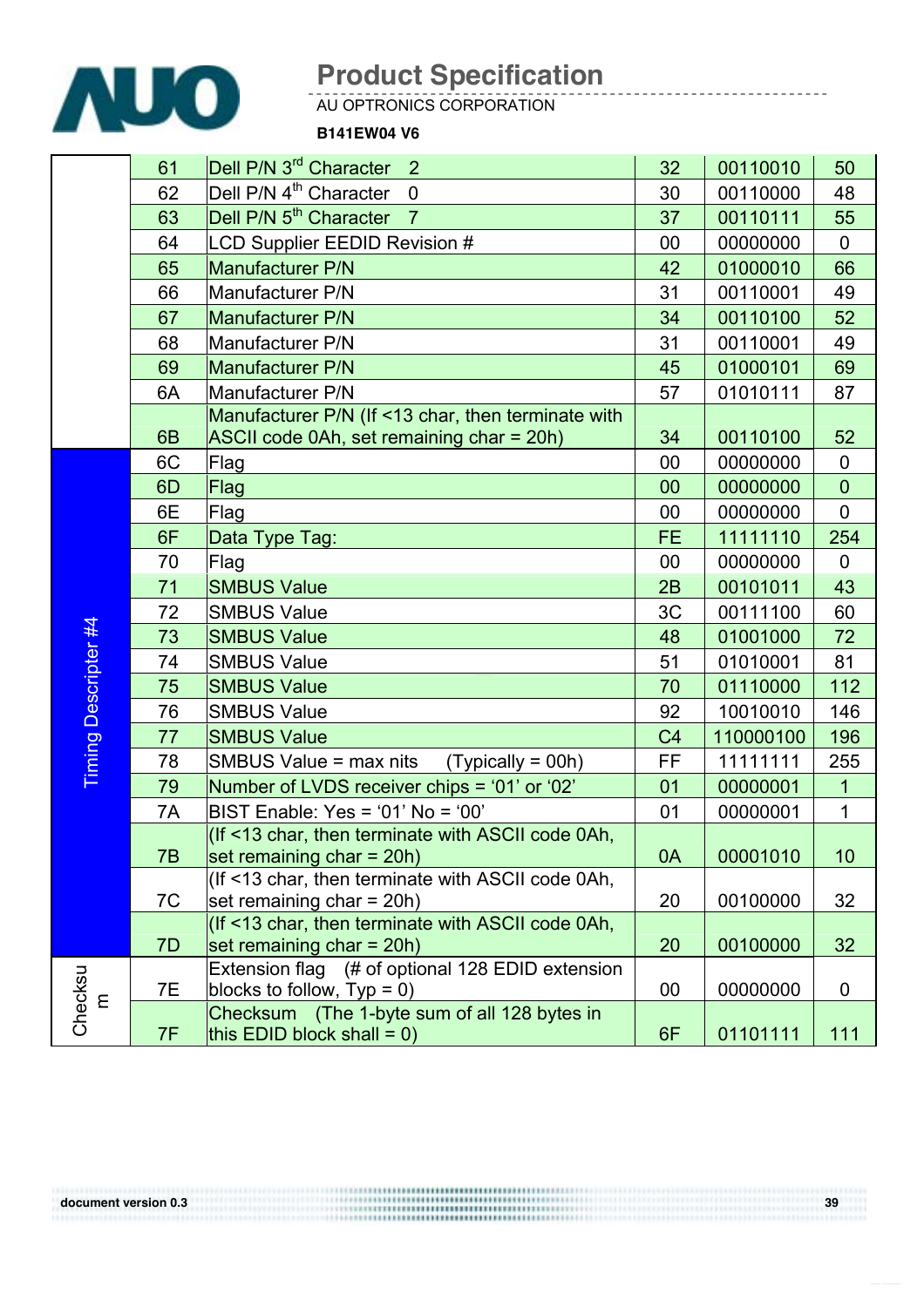| | | | | | |
|---|---|---|---|---|---|
| | 61 | Dell P/N 3rd Character 2 | 32 | 00110010 | 50 |
| | 62 | Dell P/N 4th Character 0 | 30 | 00110000 | 48 |
| | 63 | Dell P/N 5th Character 7 | 37 | 00110111 | 55 |
| | 64 | LCD Supplier EEDID Revision # | 00 | 00000000 | 0 |
| | 65 | Manufacturer P/N | 42 | 01000010 | 66 |
| | 66 | Manufacturer P/N | 31 | 00110001 | 49 |
| | 67 | Manufacturer P/N | 34 | 00110100 | 52 |
| | 68 | Manufacturer P/N | 31 | 00110001 | 49 |
| | 69 | Manufacturer P/N | 45 | 01000101 | 69 |
| | 6A | Manufacturer P/N | 57 | 01010111 | 87 |
| | 6B | Manufacturer P/N (If <13 char, then terminate with ASCII code 0Ah, set remaining char = 20h) | 34 | 00110100 | 52 |
| Timing Descripter #4 | 6C | Flag | 00 | 00000000 | 0 |
| | 6D | Flag | 00 | 00000000 | 0 |
| | 6E | Flag | 00 | 00000000 | 0 |
| | 6F | Data Type Tag: | FE | 11111110 | 254 |
| | 70 | Flag | 00 | 00000000 | 0 |
| | 71 | SMBUS Value | 2B | 00101011 | 43 |
| | 72 | SMBUS Value | 3C | 00111100 | 60 |
| | 73 | SMBUS Value | 48 | 01001000 | 72 |
| | 74 | SMBUS Value | 51 | 01010001 | 81 |
| | 75 | SMBUS Value | 70 | 01110000 | 112 |
| | 76 | SMBUS Value | 92 | 10010010 | 146 |
| | 77 | SMBUS Value | C4 | 110000100 | 196 |
| | 78 | SMBUS Value = max nits (Typically = 00h) | FF | 11111111 | 255 |
| | 79 | Number of LVDS receiver chips = '01' or '02' | 01 | 00000001 | 1 |
| | 7A | BIST Enable: Yes = '01' No = '00' | 01 | 00000001 | 1 |
| | 7B | (If <13 char, then terminate with ASCII code 0Ah, set remaining char = 20h) | 0A | 00001010 | 10 |
| | 7C | (If <13 char, then terminate with ASCII code 0Ah, set remaining char = 20h) | 20 | 00100000 | 32 |
| | 7D | (If <13 char, then terminate with ASCII code 0Ah, set remaining char = 20h) | 20 | 00100000 | 32 |
| Checksum | 7E | Extension flag (# of optional 128 EDID extension blocks to follow, Typ = 0) | 00 | 00000000 | 0 |
| | 7F | Checksum (The 1-byte sum of all 128 bytes in this EDID block shall = 0) | 6F | 01101111 | 111 |